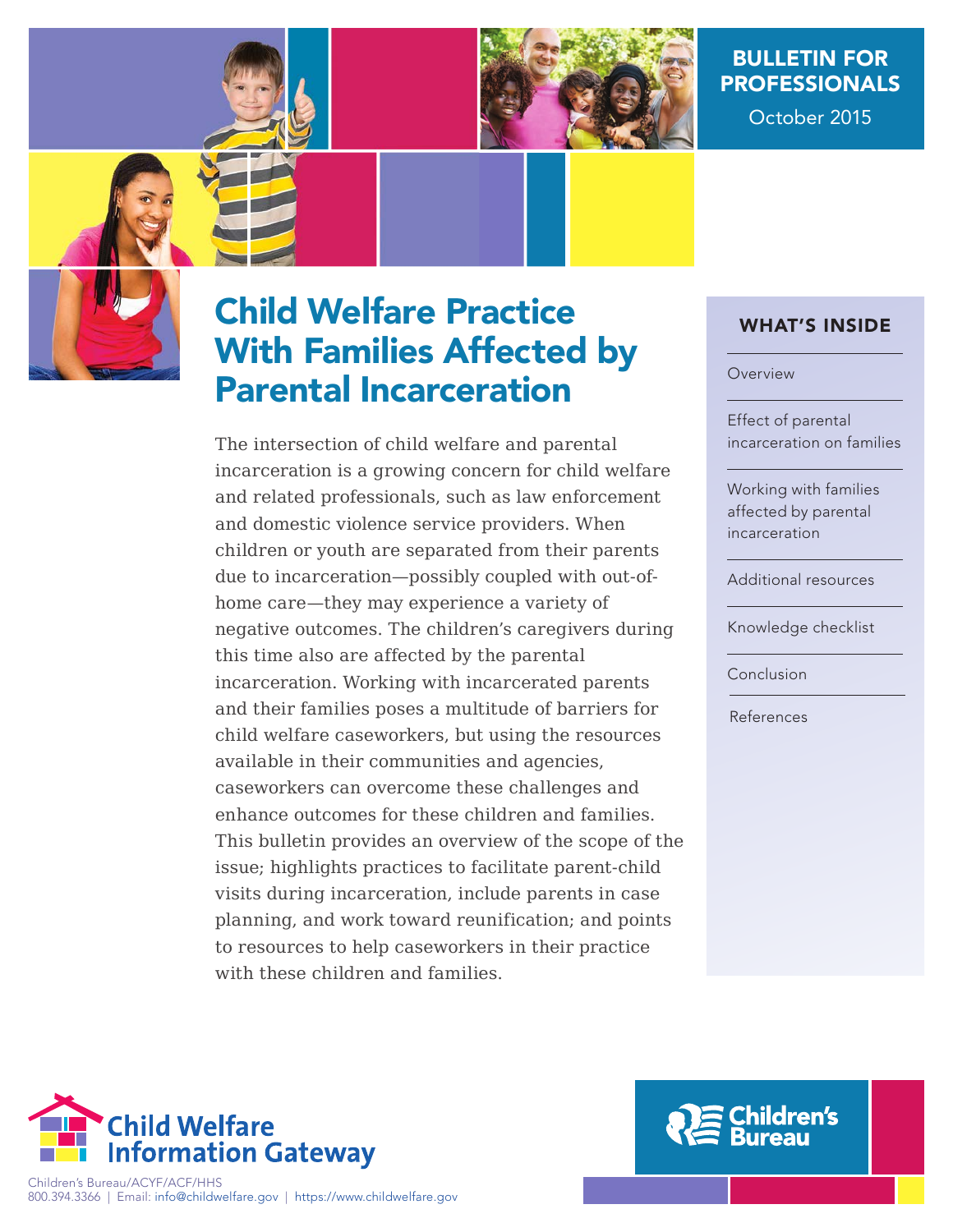BULLETIN FOR PROFESSIONALS

October 2015

# Child Welfare Practice With Families Affected by Parental Incarceration

The intersection of child welfare and parental incarceration is a growing concern for child welfare and related professionals, such as law enforcement and domestic violence service providers. When children or youth are separated from their parents due to incarceration—possibly coupled with out-of-home care—they may experience a variety of negative outcomes. The children's caregivers during this time also are affected by the parental incarceration. Working with incarcerated parents and their families poses a multitude of barriers for child welfare caseworkers, but using the resources available in their communities and agencies, caseworkers can overcome these challenges and enhance outcomes for these children and families. This bulletin provides an overview of the scope of the issue; highlights practices to facilitate parent-child visits during incarceration, include parents in case planning, and work toward reunification; and points to resources to help caseworkers in their practice with these children and families.

## WHAT'S INSIDE

- Overview
- Effect of parental incarceration on families
- Working with families affected by parental incarceration
- Additional resources
- Knowledge checklist
- Conclusion
- References

Child Welfare Information Gateway

Children's Bureau/ACYF/ACF/HHS
800.394.3366 | Email: info@childwelfare.gov | https://www.childwelfare.gov

Children's Bureau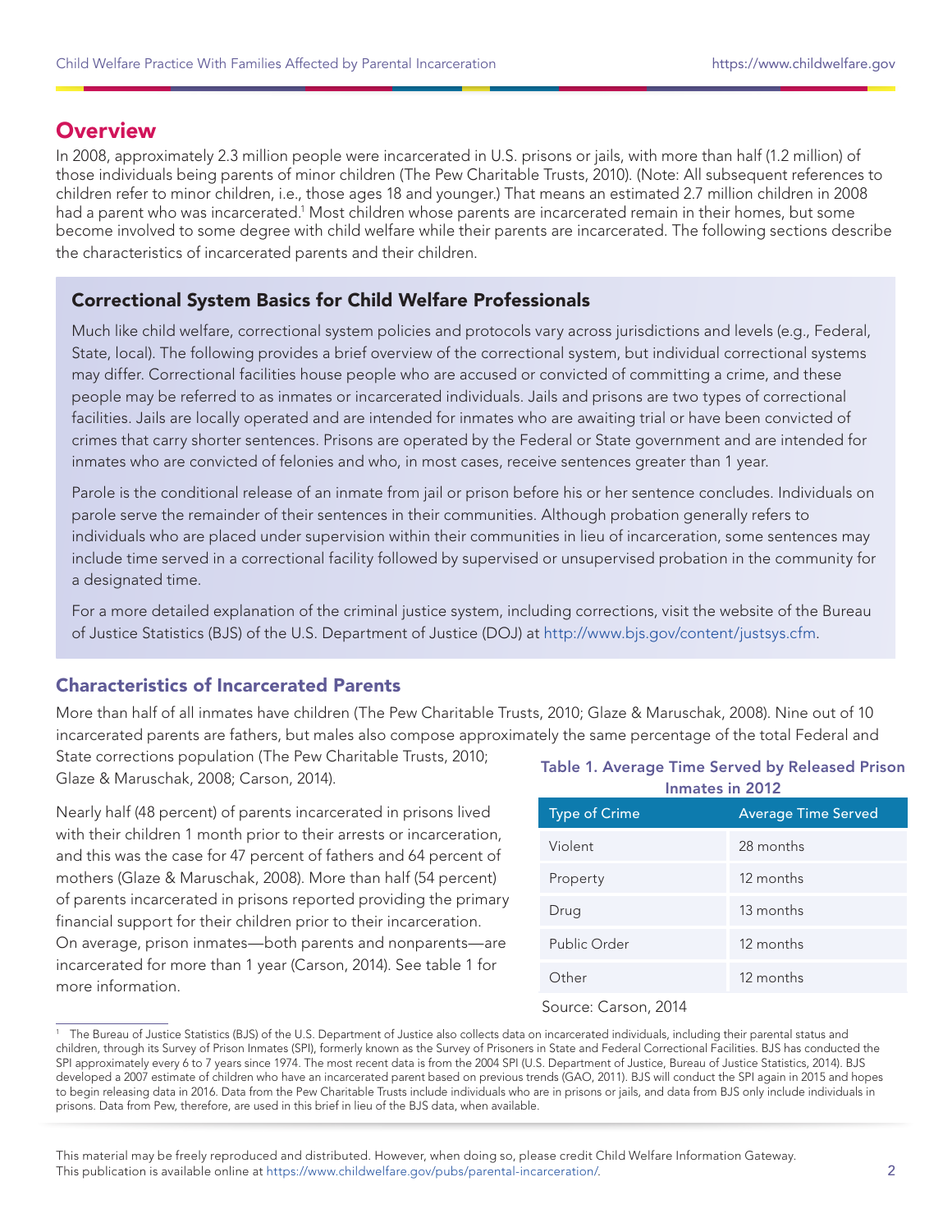## Overview

In 2008, approximately 2.3 million people were incarcerated in U.S. prisons or jails, with more than half (1.2 million) of those individuals being parents of minor children (The Pew Charitable Trusts, 2010). (Note: All subsequent references to children refer to minor children, i.e., those ages 18 and younger.) That means an estimated 2.7 million children in 2008 had a parent who was incarcerated.[1] Most children whose parents are incarcerated remain in their homes, but some become involved to some degree with child welfare while their parents are incarcerated. The following sections describe the characteristics of incarcerated parents and their children.

### Correctional System Basics for Child Welfare Professionals

Much like child welfare, correctional system policies and protocols vary across jurisdictions and levels (e.g., Federal, State, local). The following provides a brief overview of the correctional system, but individual correctional systems may differ. Correctional facilities house people who are accused or convicted of committing a crime, and these people may be referred to as inmates or incarcerated individuals. Jails and prisons are two types of correctional facilities. Jails are locally operated and are intended for inmates who are awaiting trial or have been convicted of crimes that carry shorter sentences. Prisons are operated by the Federal or State government and are intended for inmates who are convicted of felonies and who, in most cases, receive sentences greater than 1 year.

Parole is the conditional release of an inmate from jail or prison before his or her sentence concludes. Individuals on parole serve the remainder of their sentences in their communities. Although probation generally refers to individuals who are placed under supervision within their communities in lieu of incarceration, some sentences may include time served in a correctional facility followed by supervised or unsupervised probation in the community for a designated time.

For a more detailed explanation of the criminal justice system, including corrections, visit the website of the Bureau of Justice Statistics (BJS) of the U.S. Department of Justice (DOJ) at http://www.bjs.gov/content/justsys.cfm.

### Characteristics of Incarcerated Parents

More than half of all inmates have children (The Pew Charitable Trusts, 2010; Glaze & Maruschak, 2008). Nine out of 10 incarcerated parents are fathers, but males also compose approximately the same percentage of the total Federal and State corrections population (The Pew Charitable Trusts, 2010; Glaze & Maruschak, 2008; Carson, 2014).

Nearly half (48 percent) of parents incarcerated in prisons lived with their children 1 month prior to their arrests or incarceration, and this was the case for 47 percent of fathers and 64 percent of mothers (Glaze & Maruschak, 2008). More than half (54 percent) of parents incarcerated in prisons reported providing the primary financial support for their children prior to their incarceration. On average, prison inmates—both parents and nonparents—are incarcerated for more than 1 year (Carson, 2014). See table 1 for more information.

**Table 1. Average Time Served by Released Prison Inmates in 2012**

| Type of Crime | Average Time Served |
|---|---|
| Violent | 28 months |
| Property | 12 months |
| Drug | 13 months |
| Public Order | 12 months |
| Other | 12 months |

Source: Carson, 2014

---

[1] The Bureau of Justice Statistics (BJS) of the U.S. Department of Justice also collects data on incarcerated individuals, including their parental status and children, through its Survey of Prison Inmates (SPI), formerly known as the Survey of Prisoners in State and Federal Correctional Facilities. BJS has conducted the SPI approximately every 6 to 7 years since 1974. The most recent data is from the 2004 SPI (U.S. Department of Justice, Bureau of Justice Statistics, 2014). BJS developed a 2007 estimate of children who have an incarcerated parent based on previous trends (GAO, 2011). BJS will conduct the SPI again in 2015 and hopes to begin releasing data in 2016. Data from the Pew Charitable Trusts include individuals who are in prisons or jails, and data from BJS only include individuals in prisons. Data from Pew, therefore, are used in this brief in lieu of the BJS data, when available.

This material may be freely reproduced and distributed. However, when doing so, please credit Child Welfare Information Gateway. This publication is available online at https://www.childwelfare.gov/pubs/parental-incarceration/.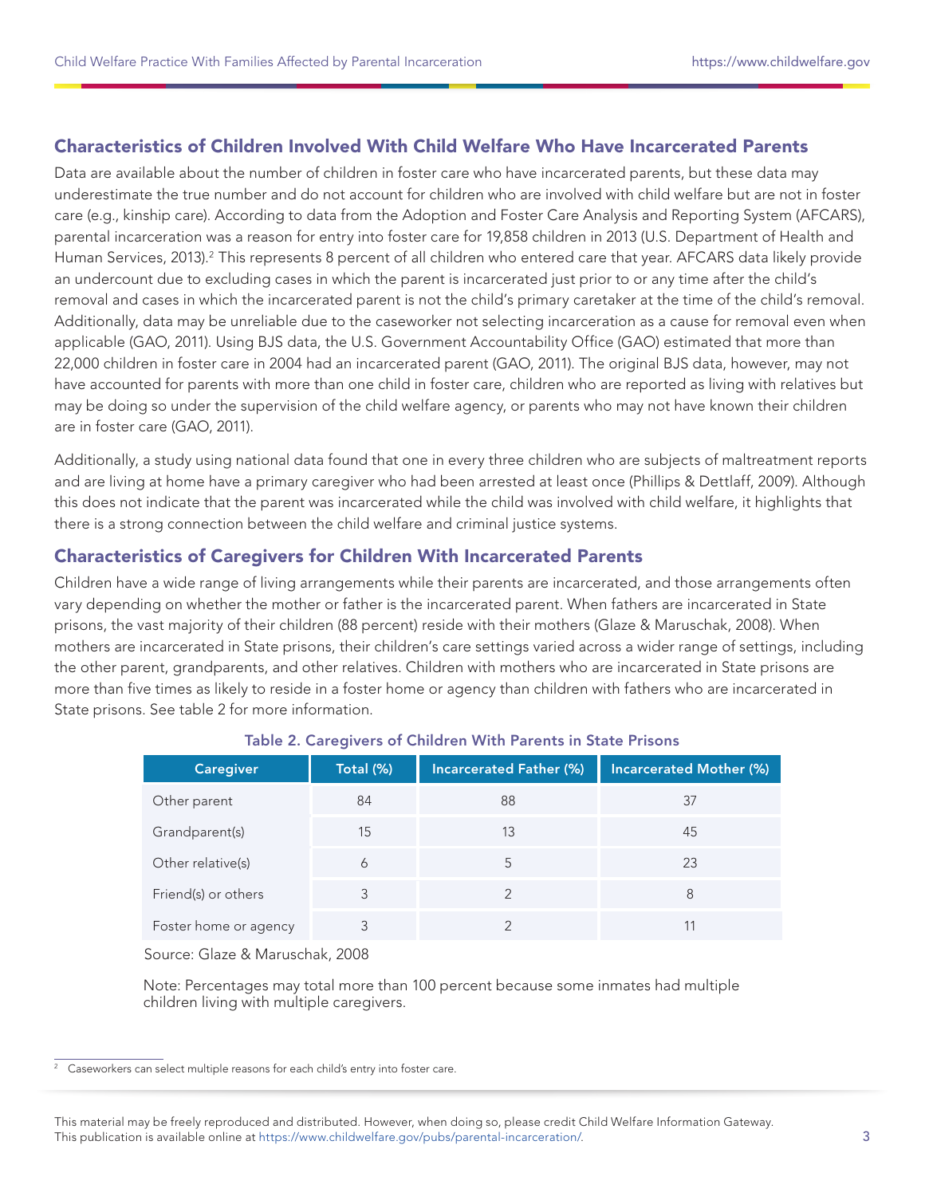## Characteristics of Children Involved With Child Welfare Who Have Incarcerated Parents

Data are available about the number of children in foster care who have incarcerated parents, but these data may underestimate the true number and do not account for children who are involved with child welfare but are not in foster care (e.g., kinship care). According to data from the Adoption and Foster Care Analysis and Reporting System (AFCARS), parental incarceration was a reason for entry into foster care for 19,858 children in 2013 (U.S. Department of Health and Human Services, 2013).[2] This represents 8 percent of all children who entered care that year. AFCARS data likely provide an undercount due to excluding cases in which the parent is incarcerated just prior to or any time after the child's removal and cases in which the incarcerated parent is not the child's primary caretaker at the time of the child's removal. Additionally, data may be unreliable due to the caseworker not selecting incarceration as a cause for removal even when applicable (GAO, 2011). Using BJS data, the U.S. Government Accountability Office (GAO) estimated that more than 22,000 children in foster care in 2004 had an incarcerated parent (GAO, 2011). The original BJS data, however, may not have accounted for parents with more than one child in foster care, children who are reported as living with relatives but may be doing so under the supervision of the child welfare agency, or parents who may not have known their children are in foster care (GAO, 2011).

Additionally, a study using national data found that one in every three children who are subjects of maltreatment reports and are living at home have a primary caregiver who had been arrested at least once (Phillips & Dettlaff, 2009). Although this does not indicate that the parent was incarcerated while the child was involved with child welfare, it highlights that there is a strong connection between the child welfare and criminal justice systems.

## Characteristics of Caregivers for Children With Incarcerated Parents

Children have a wide range of living arrangements while their parents are incarcerated, and those arrangements often vary depending on whether the mother or father is the incarcerated parent. When fathers are incarcerated in State prisons, the vast majority of their children (88 percent) reside with their mothers (Glaze & Maruschak, 2008). When mothers are incarcerated in State prisons, their children's care settings varied across a wider range of settings, including the other parent, grandparents, and other relatives. Children with mothers who are incarcerated in State prisons are more than five times as likely to reside in a foster home or agency than children with fathers who are incarcerated in State prisons. See table 2 for more information.

**Table 2. Caregivers of Children With Parents in State Prisons**

| Caregiver | Total (%) | Incarcerated Father (%) | Incarcerated Mother (%) |
|---|---|---|---|
| Other parent | 84 | 88 | 37 |
| Grandparent(s) | 15 | 13 | 45 |
| Other relative(s) | 6 | 5 | 23 |
| Friend(s) or others | 3 | 2 | 8 |
| Foster home or agency | 3 | 2 | 11 |

Source: Glaze & Maruschak, 2008

Note: Percentages may total more than 100 percent because some inmates had multiple children living with multiple caregivers.

[2] Caseworkers can select multiple reasons for each child's entry into foster care.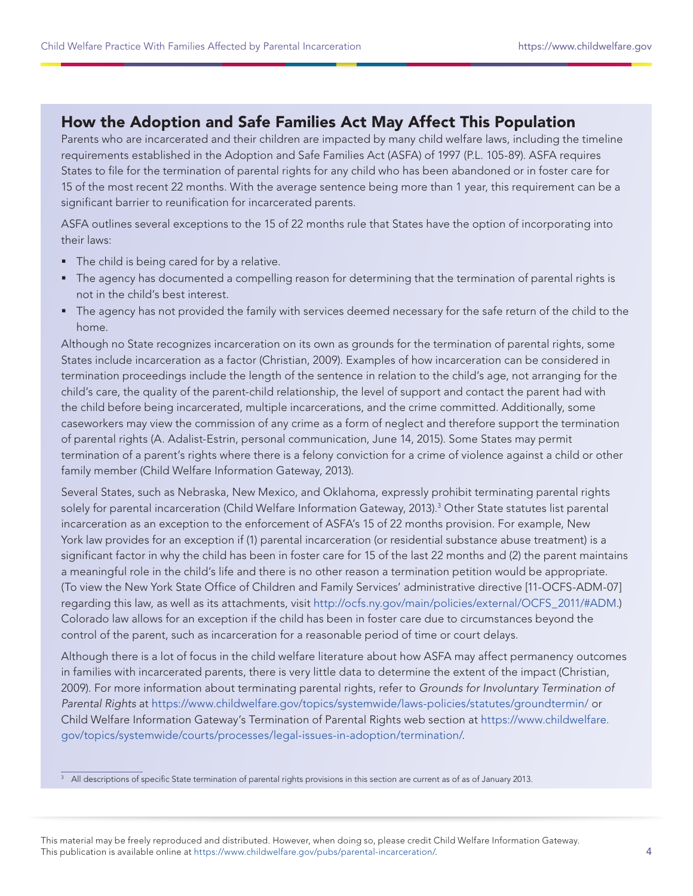## How the Adoption and Safe Families Act May Affect This Population

Parents who are incarcerated and their children are impacted by many child welfare laws, including the timeline requirements established in the Adoption and Safe Families Act (ASFA) of 1997 (P.L. 105-89). ASFA requires States to file for the termination of parental rights for any child who has been abandoned or in foster care for 15 of the most recent 22 months. With the average sentence being more than 1 year, this requirement can be a significant barrier to reunification for incarcerated parents.

ASFA outlines several exceptions to the 15 of 22 months rule that States have the option of incorporating into their laws:

- The child is being cared for by a relative.
- The agency has documented a compelling reason for determining that the termination of parental rights is not in the child's best interest.
- The agency has not provided the family with services deemed necessary for the safe return of the child to the home.

Although no State recognizes incarceration on its own as grounds for the termination of parental rights, some States include incarceration as a factor (Christian, 2009). Examples of how incarceration can be considered in termination proceedings include the length of the sentence in relation to the child's age, not arranging for the child's care, the quality of the parent-child relationship, the level of support and contact the parent had with the child before being incarcerated, multiple incarcerations, and the crime committed. Additionally, some caseworkers may view the commission of any crime as a form of neglect and therefore support the termination of parental rights (A. Adalist-Estrin, personal communication, June 14, 2015). Some States may permit termination of a parent's rights where there is a felony conviction for a crime of violence against a child or other family member (Child Welfare Information Gateway, 2013).

Several States, such as Nebraska, New Mexico, and Oklahoma, expressly prohibit terminating parental rights solely for parental incarceration (Child Welfare Information Gateway, 2013).[3] Other State statutes list parental incarceration as an exception to the enforcement of ASFA's 15 of 22 months provision. For example, New York law provides for an exception if (1) parental incarceration (or residential substance abuse treatment) is a significant factor in why the child has been in foster care for 15 of the last 22 months and (2) the parent maintains a meaningful role in the child's life and there is no other reason a termination petition would be appropriate. (To view the New York State Office of Children and Family Services' administrative directive [11-OCFS-ADM-07] regarding this law, as well as its attachments, visit http://ocfs.ny.gov/main/policies/external/OCFS_2011/#ADM.) Colorado law allows for an exception if the child has been in foster care due to circumstances beyond the control of the parent, such as incarceration for a reasonable period of time or court delays.

Although there is a lot of focus in the child welfare literature about how ASFA may affect permanency outcomes in families with incarcerated parents, there is very little data to determine the extent of the impact (Christian, 2009). For more information about terminating parental rights, refer to *Grounds for Involuntary Termination of Parental Rights* at https://www.childwelfare.gov/topics/systemwide/laws-policies/statutes/groundtermin/ or Child Welfare Information Gateway's Termination of Parental Rights web section at https://www.childwelfare.gov/topics/systemwide/courts/processes/legal-issues-in-adoption/termination/.

[3] All descriptions of specific State termination of parental rights provisions in this section are current as of as of January 2013.

This material may be freely reproduced and distributed. However, when doing so, please credit Child Welfare Information Gateway. This publication is available online at https://www.childwelfare.gov/pubs/parental-incarceration/.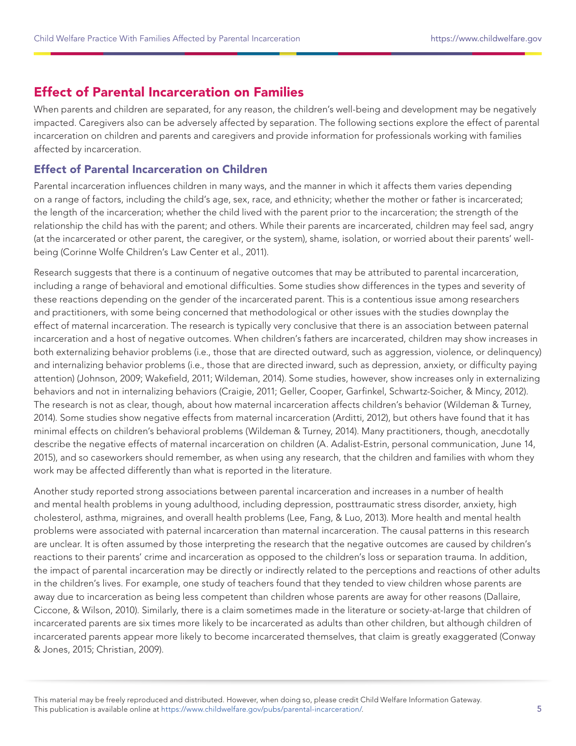## Effect of Parental Incarceration on Families

When parents and children are separated, for any reason, the children's well-being and development may be negatively impacted. Caregivers also can be adversely affected by separation. The following sections explore the effect of parental incarceration on children and parents and caregivers and provide information for professionals working with families affected by incarceration.

### Effect of Parental Incarceration on Children

Parental incarceration influences children in many ways, and the manner in which it affects them varies depending on a range of factors, including the child's age, sex, race, and ethnicity; whether the mother or father is incarcerated; the length of the incarceration; whether the child lived with the parent prior to the incarceration; the strength of the relationship the child has with the parent; and others. While their parents are incarcerated, children may feel sad, angry (at the incarcerated or other parent, the caregiver, or the system), shame, isolation, or worried about their parents' well-being (Corinne Wolfe Children's Law Center et al., 2011).

Research suggests that there is a continuum of negative outcomes that may be attributed to parental incarceration, including a range of behavioral and emotional difficulties. Some studies show differences in the types and severity of these reactions depending on the gender of the incarcerated parent. This is a contentious issue among researchers and practitioners, with some being concerned that methodological or other issues with the studies downplay the effect of maternal incarceration. The research is typically very conclusive that there is an association between paternal incarceration and a host of negative outcomes. When children's fathers are incarcerated, children may show increases in both externalizing behavior problems (i.e., those that are directed outward, such as aggression, violence, or delinquency) and internalizing behavior problems (i.e., those that are directed inward, such as depression, anxiety, or difficulty paying attention) (Johnson, 2009; Wakefield, 2011; Wildeman, 2014). Some studies, however, show increases only in externalizing behaviors and not in internalizing behaviors (Craigie, 2011; Geller, Cooper, Garfinkel, Schwartz-Soicher, & Mincy, 2012). The research is not as clear, though, about how maternal incarceration affects children's behavior (Wildeman & Turney, 2014). Some studies show negative effects from maternal incarceration (Arditti, 2012), but others have found that it has minimal effects on children's behavioral problems (Wildeman & Turney, 2014). Many practitioners, though, anecdotally describe the negative effects of maternal incarceration on children (A. Adalist-Estrin, personal communication, June 14, 2015), and so caseworkers should remember, as when using any research, that the children and families with whom they work may be affected differently than what is reported in the literature.

Another study reported strong associations between parental incarceration and increases in a number of health and mental health problems in young adulthood, including depression, posttraumatic stress disorder, anxiety, high cholesterol, asthma, migraines, and overall health problems (Lee, Fang, & Luo, 2013). More health and mental health problems were associated with paternal incarceration than maternal incarceration. The causal patterns in this research are unclear. It is often assumed by those interpreting the research that the negative outcomes are caused by children's reactions to their parents' crime and incarceration as opposed to the children's loss or separation trauma. In addition, the impact of parental incarceration may be directly or indirectly related to the perceptions and reactions of other adults in the children's lives. For example, one study of teachers found that they tended to view children whose parents are away due to incarceration as being less competent than children whose parents are away for other reasons (Dallaire, Ciccone, & Wilson, 2010). Similarly, there is a claim sometimes made in the literature or society-at-large that children of incarcerated parents are six times more likely to be incarcerated as adults than other children, but although children of incarcerated parents appear more likely to become incarcerated themselves, that claim is greatly exaggerated (Conway & Jones, 2015; Christian, 2009).

This material may be freely reproduced and distributed. However, when doing so, please credit Child Welfare Information Gateway. This publication is available online at https://www.childwelfare.gov/pubs/parental-incarceration/.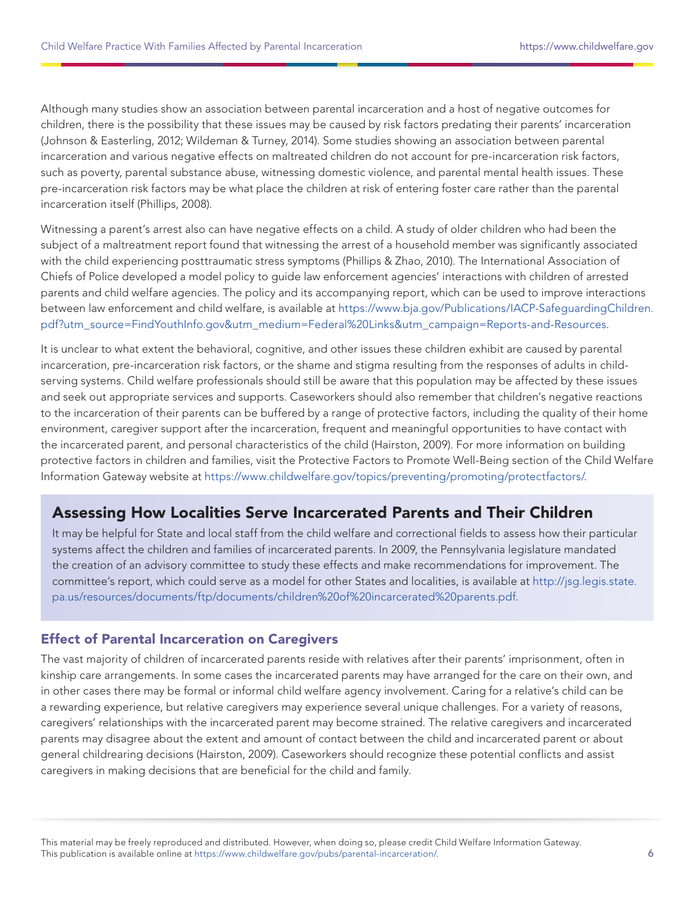Although many studies show an association between parental incarceration and a host of negative outcomes for children, there is the possibility that these issues may be caused by risk factors predating their parents' incarceration (Johnson & Easterling, 2012; Wildeman & Turney, 2014). Some studies showing an association between parental incarceration and various negative effects on maltreated children do not account for pre-incarceration risk factors, such as poverty, parental substance abuse, witnessing domestic violence, and parental mental health issues. These pre-incarceration risk factors may be what place the children at risk of entering foster care rather than the parental incarceration itself (Phillips, 2008).

Witnessing a parent's arrest also can have negative effects on a child. A study of older children who had been the subject of a maltreatment report found that witnessing the arrest of a household member was significantly associated with the child experiencing posttraumatic stress symptoms (Phillips & Zhao, 2010). The International Association of Chiefs of Police developed a model policy to guide law enforcement agencies' interactions with children of arrested parents and child welfare agencies. The policy and its accompanying report, which can be used to improve interactions between law enforcement and child welfare, is available at https://www.bja.gov/Publications/IACP-SafeguardingChildren.pdf?utm_source=FindYouthInfo.gov&utm_medium=Federal%20Links&utm_campaign=Reports-and-Resources.

It is unclear to what extent the behavioral, cognitive, and other issues these children exhibit are caused by parental incarceration, pre-incarceration risk factors, or the shame and stigma resulting from the responses of adults in child-serving systems. Child welfare professionals should still be aware that this population may be affected by these issues and seek out appropriate services and supports. Caseworkers should also remember that children's negative reactions to the incarceration of their parents can be buffered by a range of protective factors, including the quality of their home environment, caregiver support after the incarceration, frequent and meaningful opportunities to have contact with the incarcerated parent, and personal characteristics of the child (Hairston, 2009). For more information on building protective factors in children and families, visit the Protective Factors to Promote Well-Being section of the Child Welfare Information Gateway website at https://www.childwelfare.gov/topics/preventing/promoting/protectfactors/.

## Assessing How Localities Serve Incarcerated Parents and Their Children

It may be helpful for State and local staff from the child welfare and correctional fields to assess how their particular systems affect the children and families of incarcerated parents. In 2009, the Pennsylvania legislature mandated the creation of an advisory committee to study these effects and make recommendations for improvement. The committee's report, which could serve as a model for other States and localities, is available at http://jsg.legis.state.pa.us/resources/documents/ftp/documents/children%20of%20incarcerated%20parents.pdf.

### Effect of Parental Incarceration on Caregivers

The vast majority of children of incarcerated parents reside with relatives after their parents' imprisonment, often in kinship care arrangements. In some cases the incarcerated parents may have arranged for the care on their own, and in other cases there may be formal or informal child welfare agency involvement. Caring for a relative's child can be a rewarding experience, but relative caregivers may experience several unique challenges. For a variety of reasons, caregivers' relationships with the incarcerated parent may become strained. The relative caregivers and incarcerated parents may disagree about the extent and amount of contact between the child and incarcerated parent or about general childrearing decisions (Hairston, 2009). Caseworkers should recognize these potential conflicts and assist caregivers in making decisions that are beneficial for the child and family.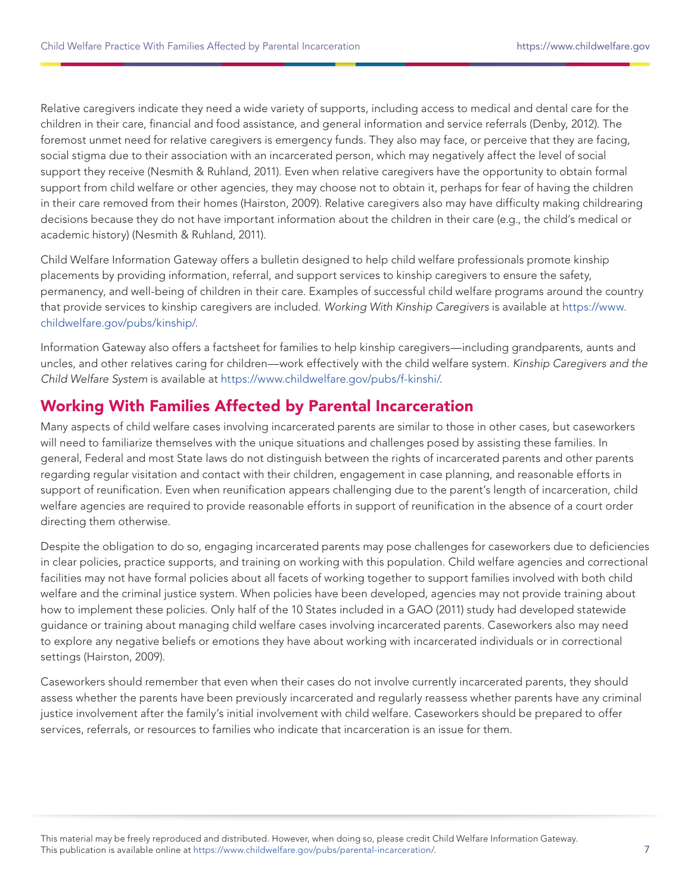Relative caregivers indicate they need a wide variety of supports, including access to medical and dental care for the children in their care, financial and food assistance, and general information and service referrals (Denby, 2012). The foremost unmet need for relative caregivers is emergency funds. They also may face, or perceive that they are facing, social stigma due to their association with an incarcerated person, which may negatively affect the level of social support they receive (Nesmith & Ruhland, 2011). Even when relative caregivers have the opportunity to obtain formal support from child welfare or other agencies, they may choose not to obtain it, perhaps for fear of having the children in their care removed from their homes (Hairston, 2009). Relative caregivers also may have difficulty making childrearing decisions because they do not have important information about the children in their care (e.g., the child's medical or academic history) (Nesmith & Ruhland, 2011).

Child Welfare Information Gateway offers a bulletin designed to help child welfare professionals promote kinship placements by providing information, referral, and support services to kinship caregivers to ensure the safety, permanency, and well-being of children in their care. Examples of successful child welfare programs around the country that provide services to kinship caregivers are included. *Working With Kinship Caregivers* is available at https://www.childwelfare.gov/pubs/kinship/.

Information Gateway also offers a factsheet for families to help kinship caregivers—including grandparents, aunts and uncles, and other relatives caring for children—work effectively with the child welfare system. *Kinship Caregivers and the Child Welfare System* is available at https://www.childwelfare.gov/pubs/f-kinshi/.

## Working With Families Affected by Parental Incarceration

Many aspects of child welfare cases involving incarcerated parents are similar to those in other cases, but caseworkers will need to familiarize themselves with the unique situations and challenges posed by assisting these families. In general, Federal and most State laws do not distinguish between the rights of incarcerated parents and other parents regarding regular visitation and contact with their children, engagement in case planning, and reasonable efforts in support of reunification. Even when reunification appears challenging due to the parent's length of incarceration, child welfare agencies are required to provide reasonable efforts in support of reunification in the absence of a court order directing them otherwise.

Despite the obligation to do so, engaging incarcerated parents may pose challenges for caseworkers due to deficiencies in clear policies, practice supports, and training on working with this population. Child welfare agencies and correctional facilities may not have formal policies about all facets of working together to support families involved with both child welfare and the criminal justice system. When policies have been developed, agencies may not provide training about how to implement these policies. Only half of the 10 States included in a GAO (2011) study had developed statewide guidance or training about managing child welfare cases involving incarcerated parents. Caseworkers also may need to explore any negative beliefs or emotions they have about working with incarcerated individuals or in correctional settings (Hairston, 2009).

Caseworkers should remember that even when their cases do not involve currently incarcerated parents, they should assess whether the parents have been previously incarcerated and regularly reassess whether parents have any criminal justice involvement after the family's initial involvement with child welfare. Caseworkers should be prepared to offer services, referrals, or resources to families who indicate that incarceration is an issue for them.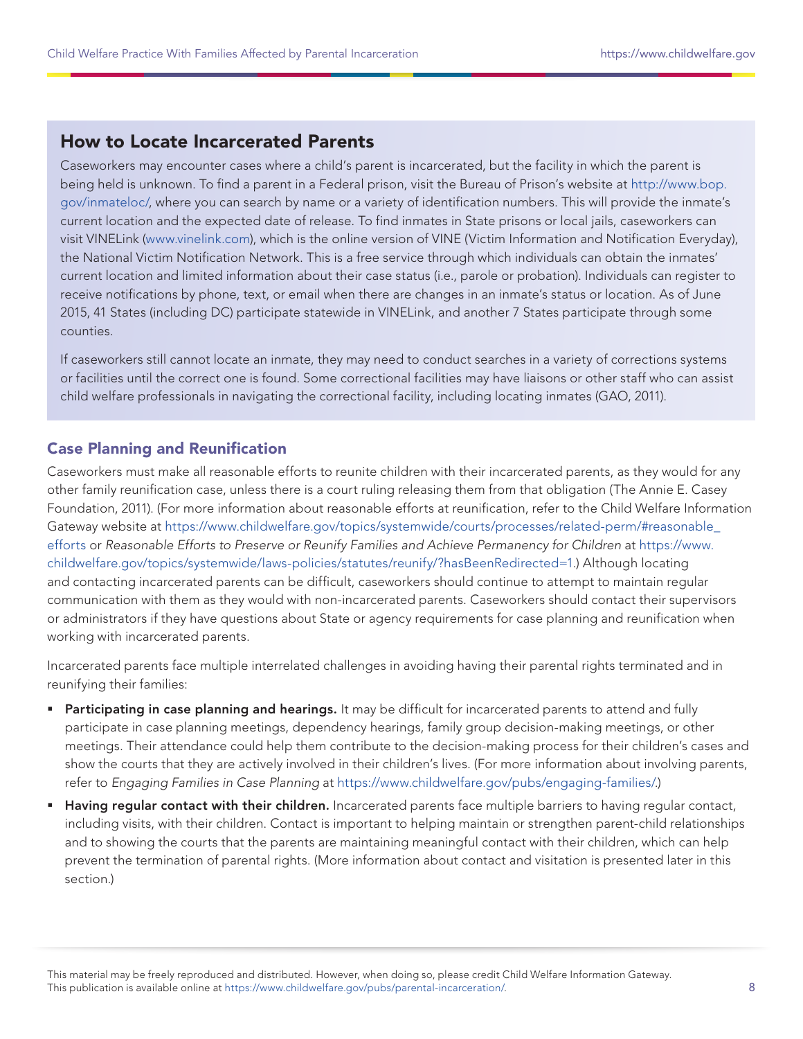## How to Locate Incarcerated Parents

Caseworkers may encounter cases where a child's parent is incarcerated, but the facility in which the parent is being held is unknown. To find a parent in a Federal prison, visit the Bureau of Prison's website at http://www.bop.gov/inmateloc/, where you can search by name or a variety of identification numbers. This will provide the inmate's current location and the expected date of release. To find inmates in State prisons or local jails, caseworkers can visit VINELink (www.vinelink.com), which is the online version of VINE (Victim Information and Notification Everyday), the National Victim Notification Network. This is a free service through which individuals can obtain the inmates' current location and limited information about their case status (i.e., parole or probation). Individuals can register to receive notifications by phone, text, or email when there are changes in an inmate's status or location. As of June 2015, 41 States (including DC) participate statewide in VINELink, and another 7 States participate through some counties.

If caseworkers still cannot locate an inmate, they may need to conduct searches in a variety of corrections systems or facilities until the correct one is found. Some correctional facilities may have liaisons or other staff who can assist child welfare professionals in navigating the correctional facility, including locating inmates (GAO, 2011).

### Case Planning and Reunification

Caseworkers must make all reasonable efforts to reunite children with their incarcerated parents, as they would for any other family reunification case, unless there is a court ruling releasing them from that obligation (The Annie E. Casey Foundation, 2011). (For more information about reasonable efforts at reunification, refer to the Child Welfare Information Gateway website at https://www.childwelfare.gov/topics/systemwide/courts/processes/related-perm/#reasonable_efforts or *Reasonable Efforts to Preserve or Reunify Families and Achieve Permanency for Children* at https://www.childwelfare.gov/topics/systemwide/laws-policies/statutes/reunify/?hasBeenRedirected=1.) Although locating and contacting incarcerated parents can be difficult, caseworkers should continue to attempt to maintain regular communication with them as they would with non-incarcerated parents. Caseworkers should contact their supervisors or administrators if they have questions about State or agency requirements for case planning and reunification when working with incarcerated parents.

Incarcerated parents face multiple interrelated challenges in avoiding having their parental rights terminated and in reunifying their families:

- **Participating in case planning and hearings.** It may be difficult for incarcerated parents to attend and fully participate in case planning meetings, dependency hearings, family group decision-making meetings, or other meetings. Their attendance could help them contribute to the decision-making process for their children's cases and show the courts that they are actively involved in their children's lives. (For more information about involving parents, refer to *Engaging Families in Case Planning* at https://www.childwelfare.gov/pubs/engaging-families/.)
- **Having regular contact with their children.** Incarcerated parents face multiple barriers to having regular contact, including visits, with their children. Contact is important to helping maintain or strengthen parent-child relationships and to showing the courts that the parents are maintaining meaningful contact with their children, which can help prevent the termination of parental rights. (More information about contact and visitation is presented later in this section.)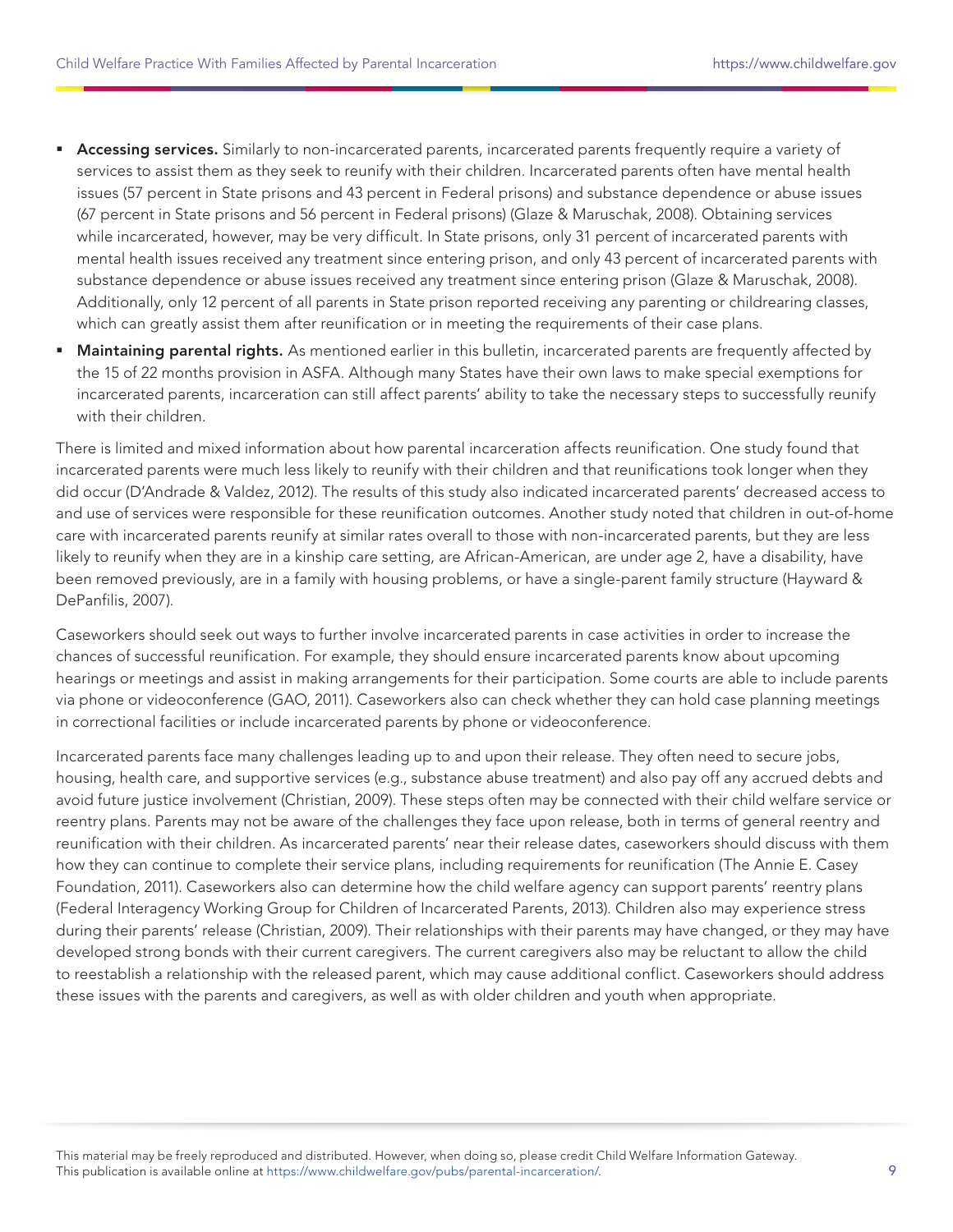- **Accessing services.** Similarly to non-incarcerated parents, incarcerated parents frequently require a variety of services to assist them as they seek to reunify with their children. Incarcerated parents often have mental health issues (57 percent in State prisons and 43 percent in Federal prisons) and substance dependence or abuse issues (67 percent in State prisons and 56 percent in Federal prisons) (Glaze & Maruschak, 2008). Obtaining services while incarcerated, however, may be very difficult. In State prisons, only 31 percent of incarcerated parents with mental health issues received any treatment since entering prison, and only 43 percent of incarcerated parents with substance dependence or abuse issues received any treatment since entering prison (Glaze & Maruschak, 2008). Additionally, only 12 percent of all parents in State prison reported receiving any parenting or childrearing classes, which can greatly assist them after reunification or in meeting the requirements of their case plans.
- **Maintaining parental rights.** As mentioned earlier in this bulletin, incarcerated parents are frequently affected by the 15 of 22 months provision in ASFA. Although many States have their own laws to make special exemptions for incarcerated parents, incarceration can still affect parents' ability to take the necessary steps to successfully reunify with their children.

There is limited and mixed information about how parental incarceration affects reunification. One study found that incarcerated parents were much less likely to reunify with their children and that reunifications took longer when they did occur (D'Andrade & Valdez, 2012). The results of this study also indicated incarcerated parents' decreased access to and use of services were responsible for these reunification outcomes. Another study noted that children in out-of-home care with incarcerated parents reunify at similar rates overall to those with non-incarcerated parents, but they are less likely to reunify when they are in a kinship care setting, are African-American, are under age 2, have a disability, have been removed previously, are in a family with housing problems, or have a single-parent family structure (Hayward & DePanfilis, 2007).

Caseworkers should seek out ways to further involve incarcerated parents in case activities in order to increase the chances of successful reunification. For example, they should ensure incarcerated parents know about upcoming hearings or meetings and assist in making arrangements for their participation. Some courts are able to include parents via phone or videoconference (GAO, 2011). Caseworkers also can check whether they can hold case planning meetings in correctional facilities or include incarcerated parents by phone or videoconference.

Incarcerated parents face many challenges leading up to and upon their release. They often need to secure jobs, housing, health care, and supportive services (e.g., substance abuse treatment) and also pay off any accrued debts and avoid future justice involvement (Christian, 2009). These steps often may be connected with their child welfare service or reentry plans. Parents may not be aware of the challenges they face upon release, both in terms of general reentry and reunification with their children. As incarcerated parents' near their release dates, caseworkers should discuss with them how they can continue to complete their service plans, including requirements for reunification (The Annie E. Casey Foundation, 2011). Caseworkers also can determine how the child welfare agency can support parents' reentry plans (Federal Interagency Working Group for Children of Incarcerated Parents, 2013). Children also may experience stress during their parents' release (Christian, 2009). Their relationships with their parents may have changed, or they may have developed strong bonds with their current caregivers. The current caregivers also may be reluctant to allow the child to reestablish a relationship with the released parent, which may cause additional conflict. Caseworkers should address these issues with the parents and caregivers, as well as with older children and youth when appropriate.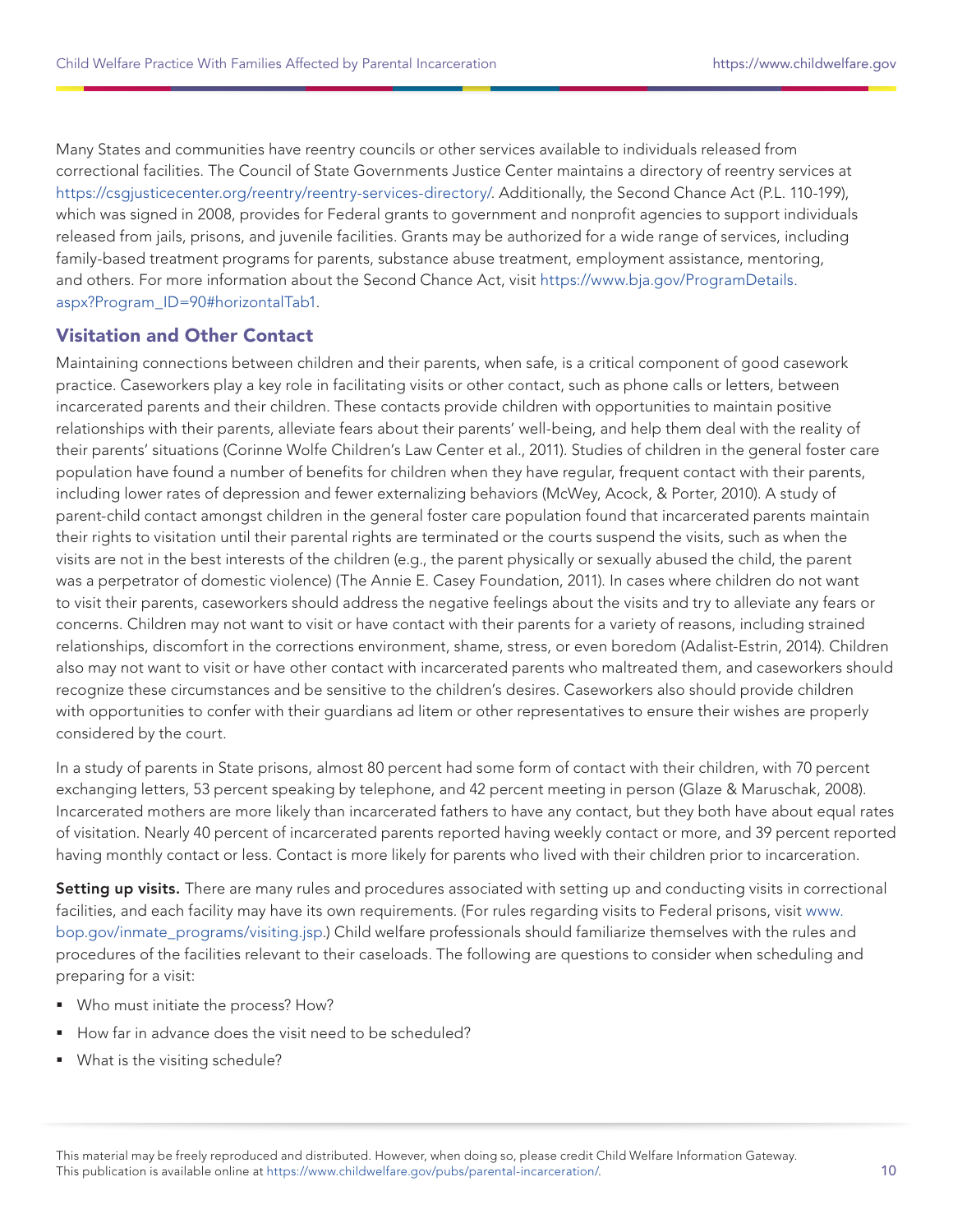Many States and communities have reentry councils or other services available to individuals released from correctional facilities. The Council of State Governments Justice Center maintains a directory of reentry services at https://csgjusticecenter.org/reentry/reentry-services-directory/. Additionally, the Second Chance Act (P.L. 110-199), which was signed in 2008, provides for Federal grants to government and nonprofit agencies to support individuals released from jails, prisons, and juvenile facilities. Grants may be authorized for a wide range of services, including family-based treatment programs for parents, substance abuse treatment, employment assistance, mentoring, and others. For more information about the Second Chance Act, visit https://www.bja.gov/ProgramDetails.aspx?Program_ID=90#horizontalTab1.

## Visitation and Other Contact

Maintaining connections between children and their parents, when safe, is a critical component of good casework practice. Caseworkers play a key role in facilitating visits or other contact, such as phone calls or letters, between incarcerated parents and their children. These contacts provide children with opportunities to maintain positive relationships with their parents, alleviate fears about their parents' well-being, and help them deal with the reality of their parents' situations (Corinne Wolfe Children's Law Center et al., 2011). Studies of children in the general foster care population have found a number of benefits for children when they have regular, frequent contact with their parents, including lower rates of depression and fewer externalizing behaviors (McWey, Acock, & Porter, 2010). A study of parent-child contact amongst children in the general foster care population found that incarcerated parents maintain their rights to visitation until their parental rights are terminated or the courts suspend the visits, such as when the visits are not in the best interests of the children (e.g., the parent physically or sexually abused the child, the parent was a perpetrator of domestic violence) (The Annie E. Casey Foundation, 2011). In cases where children do not want to visit their parents, caseworkers should address the negative feelings about the visits and try to alleviate any fears or concerns. Children may not want to visit or have contact with their parents for a variety of reasons, including strained relationships, discomfort in the corrections environment, shame, stress, or even boredom (Adalist-Estrin, 2014). Children also may not want to visit or have other contact with incarcerated parents who maltreated them, and caseworkers should recognize these circumstances and be sensitive to the children's desires. Caseworkers also should provide children with opportunities to confer with their guardians ad litem or other representatives to ensure their wishes are properly considered by the court.

In a study of parents in State prisons, almost 80 percent had some form of contact with their children, with 70 percent exchanging letters, 53 percent speaking by telephone, and 42 percent meeting in person (Glaze & Maruschak, 2008). Incarcerated mothers are more likely than incarcerated fathers to have any contact, but they both have about equal rates of visitation. Nearly 40 percent of incarcerated parents reported having weekly contact or more, and 39 percent reported having monthly contact or less. Contact is more likely for parents who lived with their children prior to incarceration.

**Setting up visits.** There are many rules and procedures associated with setting up and conducting visits in correctional facilities, and each facility may have its own requirements. (For rules regarding visits to Federal prisons, visit www.bop.gov/inmate_programs/visiting.jsp.) Child welfare professionals should familiarize themselves with the rules and procedures of the facilities relevant to their caseloads. The following are questions to consider when scheduling and preparing for a visit:

- Who must initiate the process? How?
- How far in advance does the visit need to be scheduled?
- What is the visiting schedule?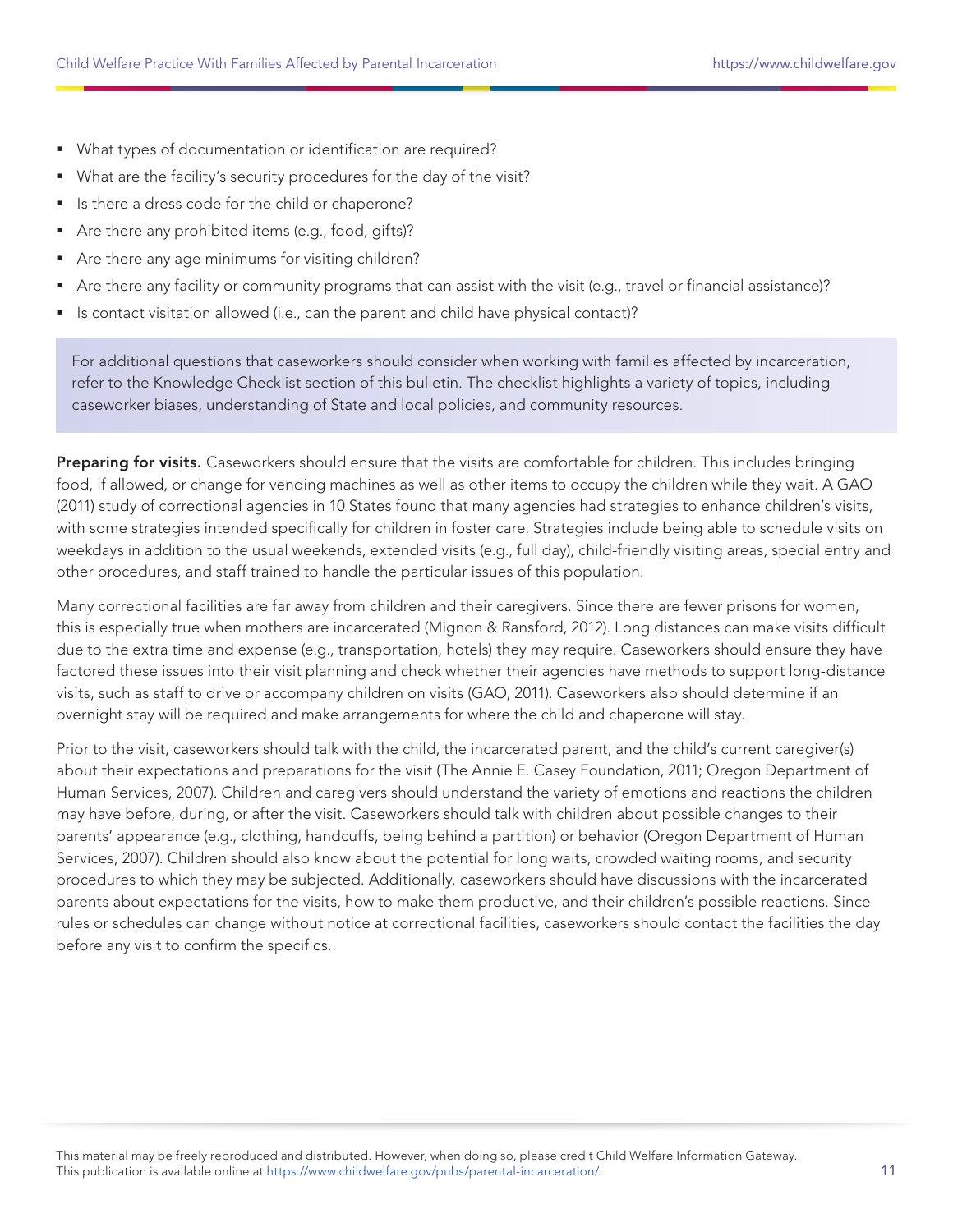- What types of documentation or identification are required?
- What are the facility's security procedures for the day of the visit?
- Is there a dress code for the child or chaperone?
- Are there any prohibited items (e.g., food, gifts)?
- Are there any age minimums for visiting children?
- Are there any facility or community programs that can assist with the visit (e.g., travel or financial assistance)?
- Is contact visitation allowed (i.e., can the parent and child have physical contact)?

> For additional questions that caseworkers should consider when working with families affected by incarceration, refer to the Knowledge Checklist section of this bulletin. The checklist highlights a variety of topics, including caseworker biases, understanding of State and local policies, and community resources.

**Preparing for visits.** Caseworkers should ensure that the visits are comfortable for children. This includes bringing food, if allowed, or change for vending machines as well as other items to occupy the children while they wait. A GAO (2011) study of correctional agencies in 10 States found that many agencies had strategies to enhance children's visits, with some strategies intended specifically for children in foster care. Strategies include being able to schedule visits on weekdays in addition to the usual weekends, extended visits (e.g., full day), child-friendly visiting areas, special entry and other procedures, and staff trained to handle the particular issues of this population.

Many correctional facilities are far away from children and their caregivers. Since there are fewer prisons for women, this is especially true when mothers are incarcerated (Mignon & Ransford, 2012). Long distances can make visits difficult due to the extra time and expense (e.g., transportation, hotels) they may require. Caseworkers should ensure they have factored these issues into their visit planning and check whether their agencies have methods to support long-distance visits, such as staff to drive or accompany children on visits (GAO, 2011). Caseworkers also should determine if an overnight stay will be required and make arrangements for where the child and chaperone will stay.

Prior to the visit, caseworkers should talk with the child, the incarcerated parent, and the child's current caregiver(s) about their expectations and preparations for the visit (The Annie E. Casey Foundation, 2011; Oregon Department of Human Services, 2007). Children and caregivers should understand the variety of emotions and reactions the children may have before, during, or after the visit. Caseworkers should talk with children about possible changes to their parents' appearance (e.g., clothing, handcuffs, being behind a partition) or behavior (Oregon Department of Human Services, 2007). Children should also know about the potential for long waits, crowded waiting rooms, and security procedures to which they may be subjected. Additionally, caseworkers should have discussions with the incarcerated parents about expectations for the visits, how to make them productive, and their children's possible reactions. Since rules or schedules can change without notice at correctional facilities, caseworkers should contact the facilities the day before any visit to confirm the specifics.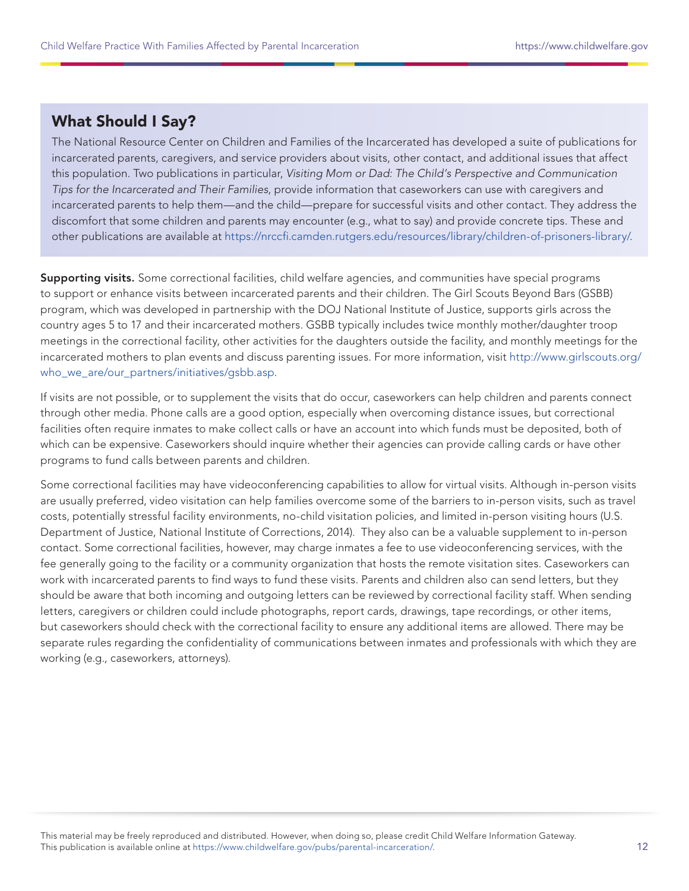## What Should I Say?

The National Resource Center on Children and Families of the Incarcerated has developed a suite of publications for incarcerated parents, caregivers, and service providers about visits, other contact, and additional issues that affect this population. Two publications in particular, *Visiting Mom or Dad: The Child's Perspective and Communication Tips for the Incarcerated and Their Families*, provide information that caseworkers can use with caregivers and incarcerated parents to help them—and the child—prepare for successful visits and other contact. They address the discomfort that some children and parents may encounter (e.g., what to say) and provide concrete tips. These and other publications are available at https://nrccfi.camden.rutgers.edu/resources/library/children-of-prisoners-library/.

**Supporting visits.** Some correctional facilities, child welfare agencies, and communities have special programs to support or enhance visits between incarcerated parents and their children. The Girl Scouts Beyond Bars (GSBB) program, which was developed in partnership with the DOJ National Institute of Justice, supports girls across the country ages 5 to 17 and their incarcerated mothers. GSBB typically includes twice monthly mother/daughter troop meetings in the correctional facility, other activities for the daughters outside the facility, and monthly meetings for the incarcerated mothers to plan events and discuss parenting issues. For more information, visit http://www.girlscouts.org/who_we_are/our_partners/initiatives/gsbb.asp.

If visits are not possible, or to supplement the visits that do occur, caseworkers can help children and parents connect through other media. Phone calls are a good option, especially when overcoming distance issues, but correctional facilities often require inmates to make collect calls or have an account into which funds must be deposited, both of which can be expensive. Caseworkers should inquire whether their agencies can provide calling cards or have other programs to fund calls between parents and children.

Some correctional facilities may have videoconferencing capabilities to allow for virtual visits. Although in-person visits are usually preferred, video visitation can help families overcome some of the barriers to in-person visits, such as travel costs, potentially stressful facility environments, no-child visitation policies, and limited in-person visiting hours (U.S. Department of Justice, National Institute of Corrections, 2014). They also can be a valuable supplement to in-person contact. Some correctional facilities, however, may charge inmates a fee to use videoconferencing services, with the fee generally going to the facility or a community organization that hosts the remote visitation sites. Caseworkers can work with incarcerated parents to find ways to fund these visits. Parents and children also can send letters, but they should be aware that both incoming and outgoing letters can be reviewed by correctional facility staff. When sending letters, caregivers or children could include photographs, report cards, drawings, tape recordings, or other items, but caseworkers should check with the correctional facility to ensure any additional items are allowed. There may be separate rules regarding the confidentiality of communications between inmates and professionals with which they are working (e.g., caseworkers, attorneys).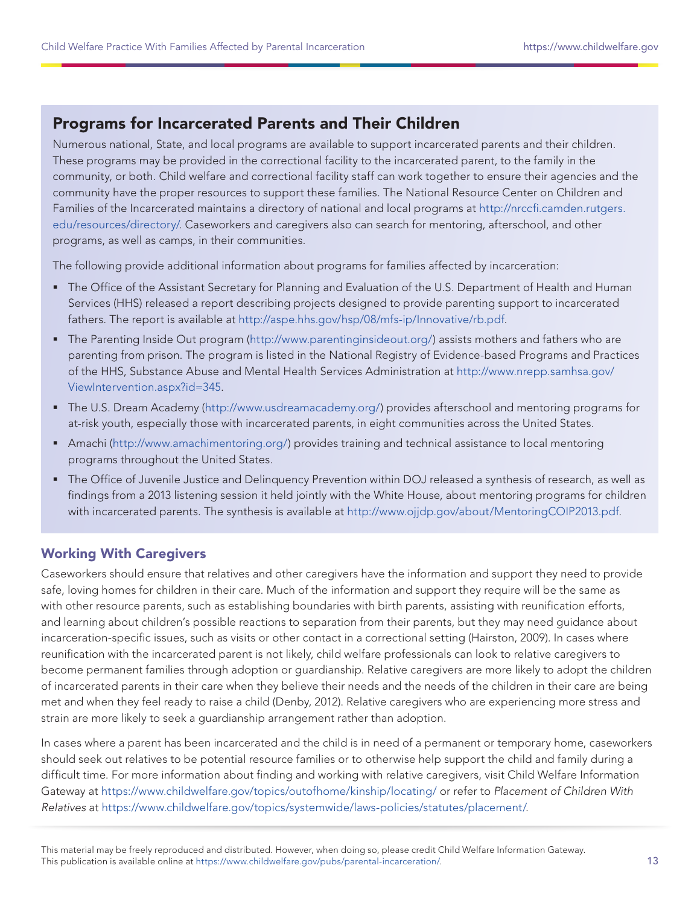## Programs for Incarcerated Parents and Their Children

Numerous national, State, and local programs are available to support incarcerated parents and their children. These programs may be provided in the correctional facility to the incarcerated parent, to the family in the community, or both. Child welfare and correctional facility staff can work together to ensure their agencies and the community have the proper resources to support these families. The National Resource Center on Children and Families of the Incarcerated maintains a directory of national and local programs at http://nrccfi.camden.rutgers.edu/resources/directory/. Caseworkers and caregivers also can search for mentoring, afterschool, and other programs, as well as camps, in their communities.

The following provide additional information about programs for families affected by incarceration:

- The Office of the Assistant Secretary for Planning and Evaluation of the U.S. Department of Health and Human Services (HHS) released a report describing projects designed to provide parenting support to incarcerated fathers. The report is available at http://aspe.hhs.gov/hsp/08/mfs-ip/Innovative/rb.pdf.
- The Parenting Inside Out program (http://www.parentinginsideout.org/) assists mothers and fathers who are parenting from prison. The program is listed in the National Registry of Evidence-based Programs and Practices of the HHS, Substance Abuse and Mental Health Services Administration at http://www.nrepp.samhsa.gov/ViewIntervention.aspx?id=345.
- The U.S. Dream Academy (http://www.usdreamacademy.org/) provides afterschool and mentoring programs for at-risk youth, especially those with incarcerated parents, in eight communities across the United States.
- Amachi (http://www.amachimentoring.org/) provides training and technical assistance to local mentoring programs throughout the United States.
- The Office of Juvenile Justice and Delinquency Prevention within DOJ released a synthesis of research, as well as findings from a 2013 listening session it held jointly with the White House, about mentoring programs for children with incarcerated parents. The synthesis is available at http://www.ojjdp.gov/about/MentoringCOIP2013.pdf.

### Working With Caregivers

Caseworkers should ensure that relatives and other caregivers have the information and support they need to provide safe, loving homes for children in their care. Much of the information and support they require will be the same as with other resource parents, such as establishing boundaries with birth parents, assisting with reunification efforts, and learning about children's possible reactions to separation from their parents, but they may need guidance about incarceration-specific issues, such as visits or other contact in a correctional setting (Hairston, 2009). In cases where reunification with the incarcerated parent is not likely, child welfare professionals can look to relative caregivers to become permanent families through adoption or guardianship. Relative caregivers are more likely to adopt the children of incarcerated parents in their care when they believe their needs and the needs of the children in their care are being met and when they feel ready to raise a child (Denby, 2012). Relative caregivers who are experiencing more stress and strain are more likely to seek a guardianship arrangement rather than adoption.

In cases where a parent has been incarcerated and the child is in need of a permanent or temporary home, caseworkers should seek out relatives to be potential resource families or to otherwise help support the child and family during a difficult time. For more information about finding and working with relative caregivers, visit Child Welfare Information Gateway at https://www.childwelfare.gov/topics/outofhome/kinship/locating/ or refer to *Placement of Children With Relatives* at https://www.childwelfare.gov/topics/systemwide/laws-policies/statutes/placement/.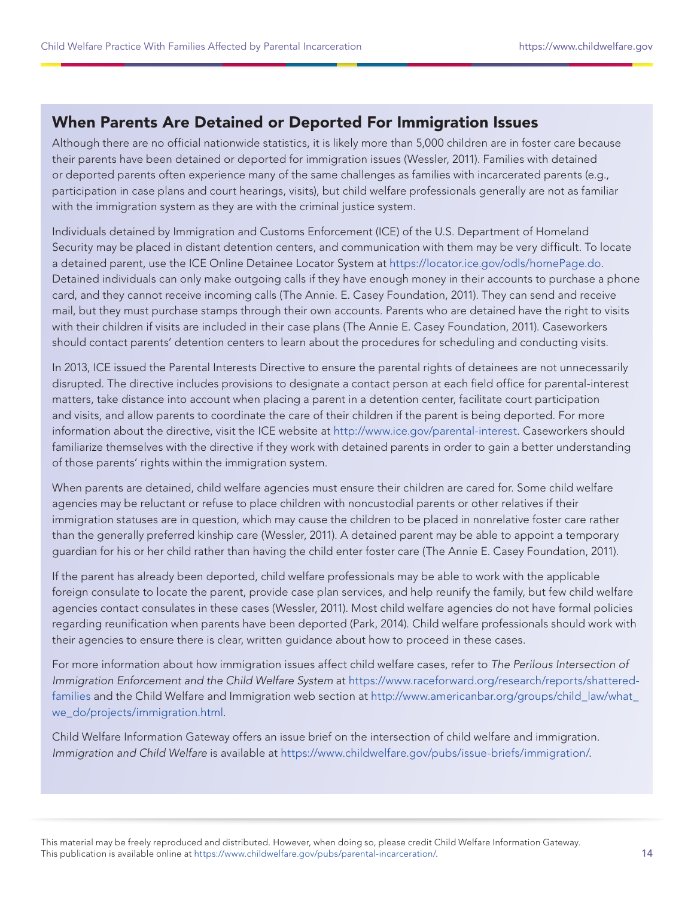## When Parents Are Detained or Deported For Immigration Issues

Although there are no official nationwide statistics, it is likely more than 5,000 children are in foster care because their parents have been detained or deported for immigration issues (Wessler, 2011). Families with detained or deported parents often experience many of the same challenges as families with incarcerated parents (e.g., participation in case plans and court hearings, visits), but child welfare professionals generally are not as familiar with the immigration system as they are with the criminal justice system.

Individuals detained by Immigration and Customs Enforcement (ICE) of the U.S. Department of Homeland Security may be placed in distant detention centers, and communication with them may be very difficult. To locate a detained parent, use the ICE Online Detainee Locator System at https://locator.ice.gov/odls/homePage.do. Detained individuals can only make outgoing calls if they have enough money in their accounts to purchase a phone card, and they cannot receive incoming calls (The Annie. E. Casey Foundation, 2011). They can send and receive mail, but they must purchase stamps through their own accounts. Parents who are detained have the right to visits with their children if visits are included in their case plans (The Annie E. Casey Foundation, 2011). Caseworkers should contact parents' detention centers to learn about the procedures for scheduling and conducting visits.

In 2013, ICE issued the Parental Interests Directive to ensure the parental rights of detainees are not unnecessarily disrupted. The directive includes provisions to designate a contact person at each field office for parental-interest matters, take distance into account when placing a parent in a detention center, facilitate court participation and visits, and allow parents to coordinate the care of their children if the parent is being deported. For more information about the directive, visit the ICE website at http://www.ice.gov/parental-interest. Caseworkers should familiarize themselves with the directive if they work with detained parents in order to gain a better understanding of those parents' rights within the immigration system.

When parents are detained, child welfare agencies must ensure their children are cared for. Some child welfare agencies may be reluctant or refuse to place children with noncustodial parents or other relatives if their immigration statuses are in question, which may cause the children to be placed in nonrelative foster care rather than the generally preferred kinship care (Wessler, 2011). A detained parent may be able to appoint a temporary guardian for his or her child rather than having the child enter foster care (The Annie E. Casey Foundation, 2011).

If the parent has already been deported, child welfare professionals may be able to work with the applicable foreign consulate to locate the parent, provide case plan services, and help reunify the family, but few child welfare agencies contact consulates in these cases (Wessler, 2011). Most child welfare agencies do not have formal policies regarding reunification when parents have been deported (Park, 2014). Child welfare professionals should work with their agencies to ensure there is clear, written guidance about how to proceed in these cases.

For more information about how immigration issues affect child welfare cases, refer to *The Perilous Intersection of Immigration Enforcement and the Child Welfare System* at https://www.raceforward.org/research/reports/shattered-families and the Child Welfare and Immigration web section at http://www.americanbar.org/groups/child_law/what_we_do/projects/immigration.html.

Child Welfare Information Gateway offers an issue brief on the intersection of child welfare and immigration. *Immigration and Child Welfare* is available at https://www.childwelfare.gov/pubs/issue-briefs/immigration/.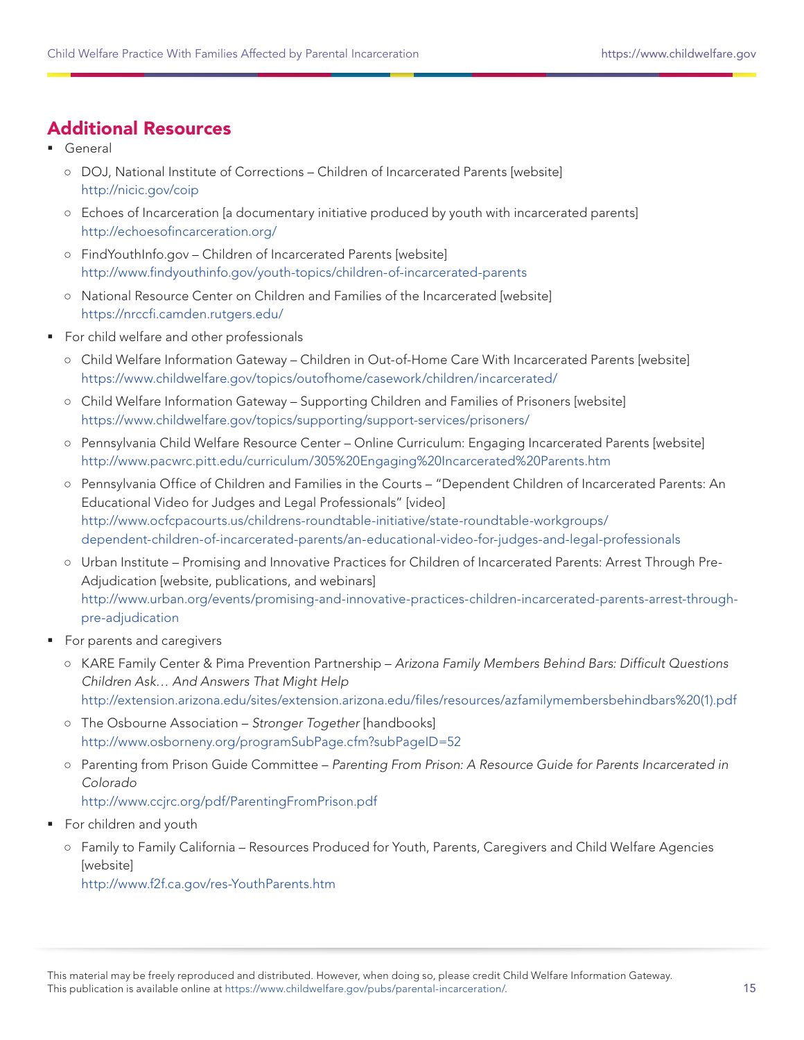## Additional Resources

- General
    - DOJ, National Institute of Corrections – Children of Incarcerated Parents [website]
      http://nicic.gov/coip
    - Echoes of Incarceration [a documentary initiative produced by youth with incarcerated parents]
      http://echoesofincarceration.org/
    - FindYouthInfo.gov – Children of Incarcerated Parents [website]
      http://www.findyouthinfo.gov/youth-topics/children-of-incarcerated-parents
    - National Resource Center on Children and Families of the Incarcerated [website]
      https://nrccfi.camden.rutgers.edu/
- For child welfare and other professionals
    - Child Welfare Information Gateway – Children in Out-of-Home Care With Incarcerated Parents [website]
      https://www.childwelfare.gov/topics/outofhome/casework/children/incarcerated/
    - Child Welfare Information Gateway – Supporting Children and Families of Prisoners [website]
      https://www.childwelfare.gov/topics/supporting/support-services/prisoners/
    - Pennsylvania Child Welfare Resource Center – Online Curriculum: Engaging Incarcerated Parents [website]
      http://www.pacwrc.pitt.edu/curriculum/305%20Engaging%20Incarcerated%20Parents.htm
    - Pennsylvania Office of Children and Families in the Courts – "Dependent Children of Incarcerated Parents: An Educational Video for Judges and Legal Professionals" [video]
      http://www.ocfcpacourts.us/childrens-roundtable-initiative/state-roundtable-workgroups/dependent-children-of-incarcerated-parents/an-educational-video-for-judges-and-legal-professionals
    - Urban Institute – Promising and Innovative Practices for Children of Incarcerated Parents: Arrest Through Pre-Adjudication [website, publications, and webinars]
      http://www.urban.org/events/promising-and-innovative-practices-children-incarcerated-parents-arrest-through-pre-adjudication
- For parents and caregivers
    - KARE Family Center & Pima Prevention Partnership – *Arizona Family Members Behind Bars: Difficult Questions Children Ask… And Answers That Might Help*
      http://extension.arizona.edu/sites/extension.arizona.edu/files/resources/azfamilymembersbehindbars%20(1).pdf
    - The Osbourne Association – *Stronger Together* [handbooks]
      http://www.osborneny.org/programSubPage.cfm?subPageID=52
    - Parenting from Prison Guide Committee – *Parenting From Prison: A Resource Guide for Parents Incarcerated in Colorado*
      http://www.ccjrc.org/pdf/ParentingFromPrison.pdf
- For children and youth
    - Family to Family California – Resources Produced for Youth, Parents, Caregivers and Child Welfare Agencies [website]
      http://www.f2f.ca.gov/res-YouthParents.htm

This material may be freely reproduced and distributed. However, when doing so, please credit Child Welfare Information Gateway. This publication is available online at https://www.childwelfare.gov/pubs/parental-incarceration/.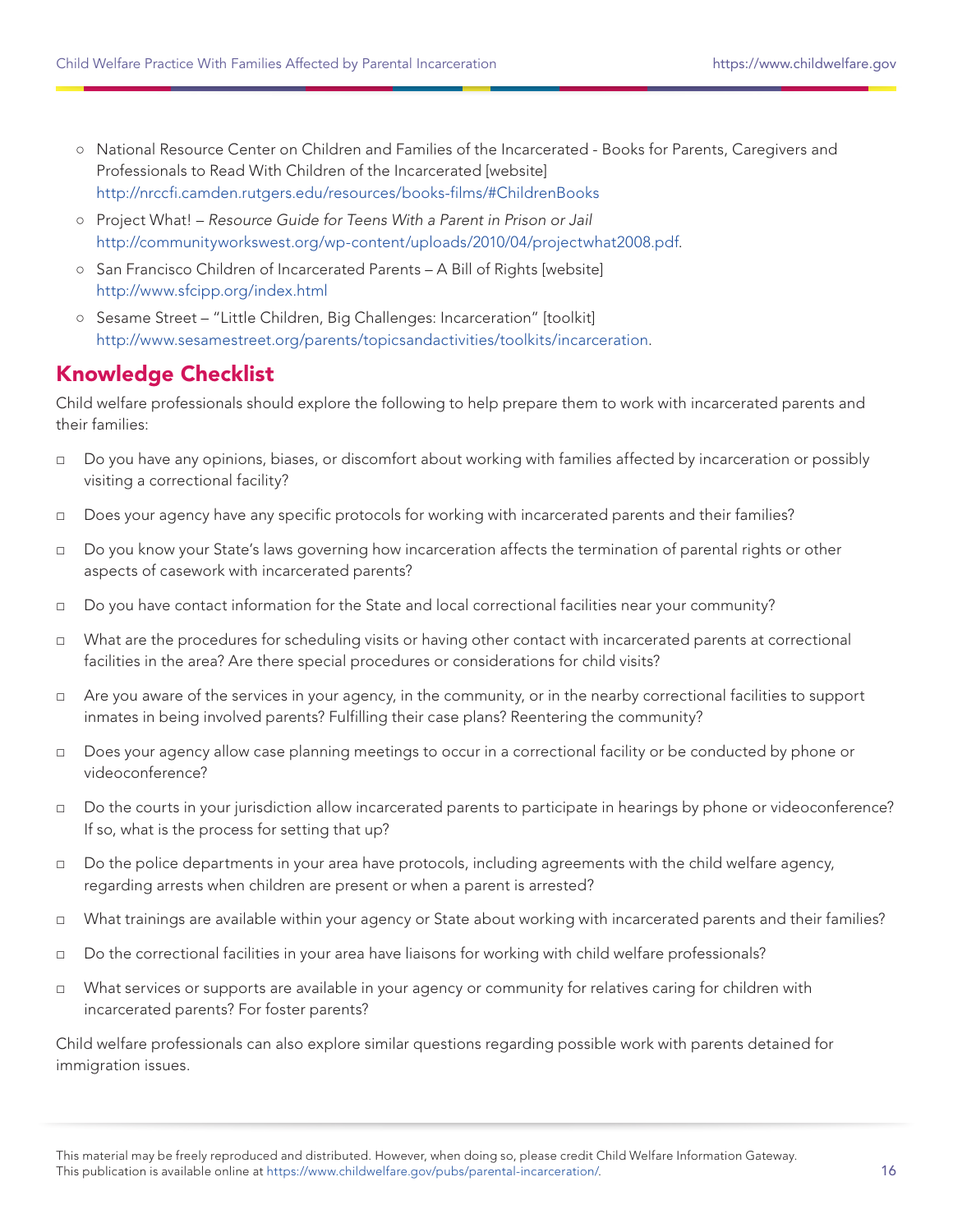- National Resource Center on Children and Families of the Incarcerated - Books for Parents, Caregivers and Professionals to Read With Children of the Incarcerated [website]
  http://nrccfi.camden.rutgers.edu/resources/books-films/#ChildrenBooks
- Project What! – *Resource Guide for Teens With a Parent in Prison or Jail*
  http://communityworkswest.org/wp-content/uploads/2010/04/projectwhat2008.pdf.
- San Francisco Children of Incarcerated Parents – A Bill of Rights [website]
  http://www.sfcipp.org/index.html
- Sesame Street – "Little Children, Big Challenges: Incarceration" [toolkit]
  http://www.sesamestreet.org/parents/topicsandactivities/toolkits/incarceration.

## Knowledge Checklist

Child welfare professionals should explore the following to help prepare them to work with incarcerated parents and their families:

- ☐ Do you have any opinions, biases, or discomfort about working with families affected by incarceration or possibly visiting a correctional facility?
- ☐ Does your agency have any specific protocols for working with incarcerated parents and their families?
- ☐ Do you know your State's laws governing how incarceration affects the termination of parental rights or other aspects of casework with incarcerated parents?
- ☐ Do you have contact information for the State and local correctional facilities near your community?
- ☐ What are the procedures for scheduling visits or having other contact with incarcerated parents at correctional facilities in the area? Are there special procedures or considerations for child visits?
- ☐ Are you aware of the services in your agency, in the community, or in the nearby correctional facilities to support inmates in being involved parents? Fulfilling their case plans? Reentering the community?
- ☐ Does your agency allow case planning meetings to occur in a correctional facility or be conducted by phone or videoconference?
- ☐ Do the courts in your jurisdiction allow incarcerated parents to participate in hearings by phone or videoconference? If so, what is the process for setting that up?
- ☐ Do the police departments in your area have protocols, including agreements with the child welfare agency, regarding arrests when children are present or when a parent is arrested?
- ☐ What trainings are available within your agency or State about working with incarcerated parents and their families?
- ☐ Do the correctional facilities in your area have liaisons for working with child welfare professionals?
- ☐ What services or supports are available in your agency or community for relatives caring for children with incarcerated parents? For foster parents?

Child welfare professionals can also explore similar questions regarding possible work with parents detained for immigration issues.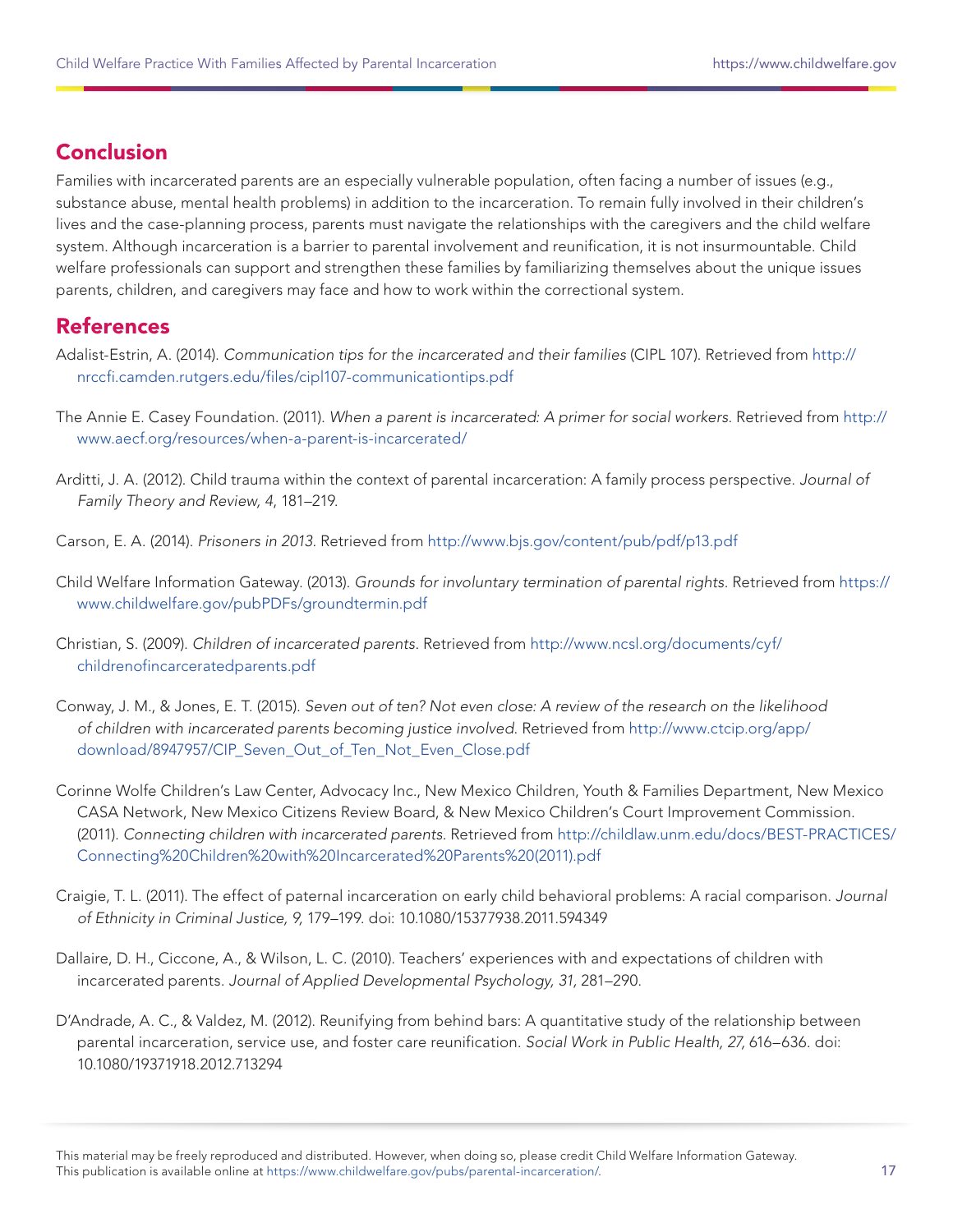## Conclusion

Families with incarcerated parents are an especially vulnerable population, often facing a number of issues (e.g., substance abuse, mental health problems) in addition to the incarceration. To remain fully involved in their children's lives and the case-planning process, parents must navigate the relationships with the caregivers and the child welfare system. Although incarceration is a barrier to parental involvement and reunification, it is not insurmountable. Child welfare professionals can support and strengthen these families by familiarizing themselves about the unique issues parents, children, and caregivers may face and how to work within the correctional system.

## References

Adalist-Estrin, A. (2014). *Communication tips for the incarcerated and their families* (CIPL 107). Retrieved from http://nrccfi.camden.rutgers.edu/files/cipl107-communicationtips.pdf

The Annie E. Casey Foundation. (2011). *When a parent is incarcerated: A primer for social workers*. Retrieved from http://www.aecf.org/resources/when-a-parent-is-incarcerated/

Arditti, J. A. (2012). Child trauma within the context of parental incarceration: A family process perspective. *Journal of Family Theory and Review, 4*, 181–219.

Carson, E. A. (2014). *Prisoners in 2013.* Retrieved from http://www.bjs.gov/content/pub/pdf/p13.pdf

Child Welfare Information Gateway. (2013). *Grounds for involuntary termination of parental rights*. Retrieved from https://www.childwelfare.gov/pubPDFs/groundtermin.pdf

Christian, S. (2009). *Children of incarcerated parents*. Retrieved from http://www.ncsl.org/documents/cyf/childrenofincarceratedparents.pdf

Conway, J. M., & Jones, E. T. (2015). *Seven out of ten? Not even close: A review of the research on the likelihood of children with incarcerated parents becoming justice involved.* Retrieved from http://www.ctcip.org/app/download/8947957/CIP_Seven_Out_of_Ten_Not_Even_Close.pdf

Corinne Wolfe Children's Law Center, Advocacy Inc., New Mexico Children, Youth & Families Department, New Mexico CASA Network, New Mexico Citizens Review Board, & New Mexico Children's Court Improvement Commission. (2011). *Connecting children with incarcerated parents.* Retrieved from http://childlaw.unm.edu/docs/BEST-PRACTICES/Connecting%20Children%20with%20Incarcerated%20Parents%20(2011).pdf

Craigie, T. L. (2011). The effect of paternal incarceration on early child behavioral problems: A racial comparison. *Journal of Ethnicity in Criminal Justice, 9,* 179–199. doi: 10.1080/15377938.2011.594349

Dallaire, D. H., Ciccone, A., & Wilson, L. C. (2010). Teachers' experiences with and expectations of children with incarcerated parents. *Journal of Applied Developmental Psychology, 31,* 281–290.

D'Andrade, A. C., & Valdez, M. (2012). Reunifying from behind bars: A quantitative study of the relationship between parental incarceration, service use, and foster care reunification. *Social Work in Public Health, 27,* 616–636. doi: 10.1080/19371918.2012.713294

This material may be freely reproduced and distributed. However, when doing so, please credit Child Welfare Information Gateway. This publication is available online at https://www.childwelfare.gov/pubs/parental-incarceration/.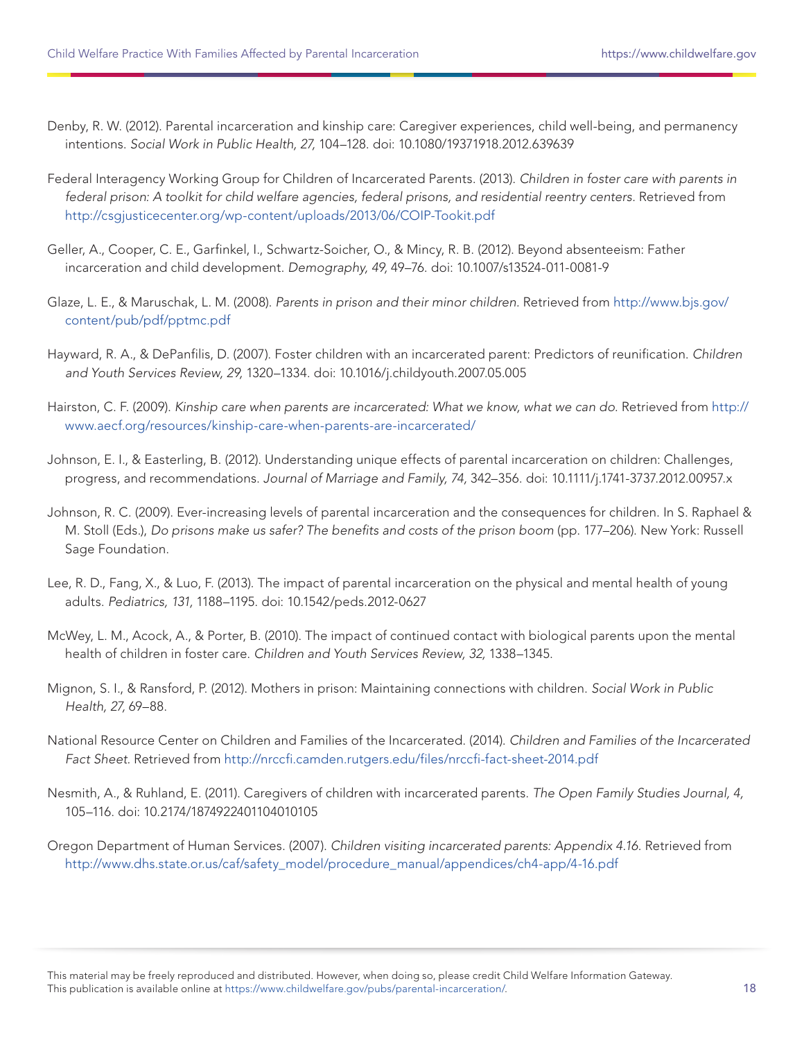Denby, R. W. (2012). Parental incarceration and kinship care: Caregiver experiences, child well-being, and permanency intentions. *Social Work in Public Health, 27,* 104–128. doi: 10.1080/19371918.2012.639639

Federal Interagency Working Group for Children of Incarcerated Parents. (2013). *Children in foster care with parents in federal prison: A toolkit for child welfare agencies, federal prisons, and residential reentry centers.* Retrieved from http://csgjusticecenter.org/wp-content/uploads/2013/06/COIP-Tookit.pdf

Geller, A., Cooper, C. E., Garfinkel, I., Schwartz-Soicher, O., & Mincy, R. B. (2012). Beyond absenteeism: Father incarceration and child development. *Demography, 49,* 49–76. doi: 10.1007/s13524-011-0081-9

Glaze, L. E., & Maruschak, L. M. (2008). *Parents in prison and their minor children.* Retrieved from http://www.bjs.gov/content/pub/pdf/pptmc.pdf

Hayward, R. A., & DePanfilis, D. (2007). Foster children with an incarcerated parent: Predictors of reunification. *Children and Youth Services Review, 29,* 1320–1334. doi: 10.1016/j.childyouth.2007.05.005

Hairston, C. F. (2009). *Kinship care when parents are incarcerated: What we know, what we can do.* Retrieved from http://www.aecf.org/resources/kinship-care-when-parents-are-incarcerated/

Johnson, E. I., & Easterling, B. (2012). Understanding unique effects of parental incarceration on children: Challenges, progress, and recommendations. *Journal of Marriage and Family, 74,* 342–356. doi: 10.1111/j.1741-3737.2012.00957.x

Johnson, R. C. (2009). Ever-increasing levels of parental incarceration and the consequences for children. In S. Raphael & M. Stoll (Eds.), *Do prisons make us safer? The benefits and costs of the prison boom* (pp. 177–206). New York: Russell Sage Foundation.

Lee, R. D., Fang, X., & Luo, F. (2013). The impact of parental incarceration on the physical and mental health of young adults. *Pediatrics, 131,* 1188–1195. doi: 10.1542/peds.2012-0627

McWey, L. M., Acock, A., & Porter, B. (2010). The impact of continued contact with biological parents upon the mental health of children in foster care. *Children and Youth Services Review, 32,* 1338–1345.

Mignon, S. I., & Ransford, P. (2012). Mothers in prison: Maintaining connections with children. *Social Work in Public Health, 27,* 69–88.

National Resource Center on Children and Families of the Incarcerated. (2014). *Children and Families of the Incarcerated Fact Sheet.* Retrieved from http://nrccfi.camden.rutgers.edu/files/nrccfi-fact-sheet-2014.pdf

Nesmith, A., & Ruhland, E. (2011). Caregivers of children with incarcerated parents. *The Open Family Studies Journal, 4,* 105–116. doi: 10.2174/1874922401104010105

Oregon Department of Human Services. (2007). *Children visiting incarcerated parents: Appendix 4.16.* Retrieved from http://www.dhs.state.or.us/caf/safety_model/procedure_manual/appendices/ch4-app/4-16.pdf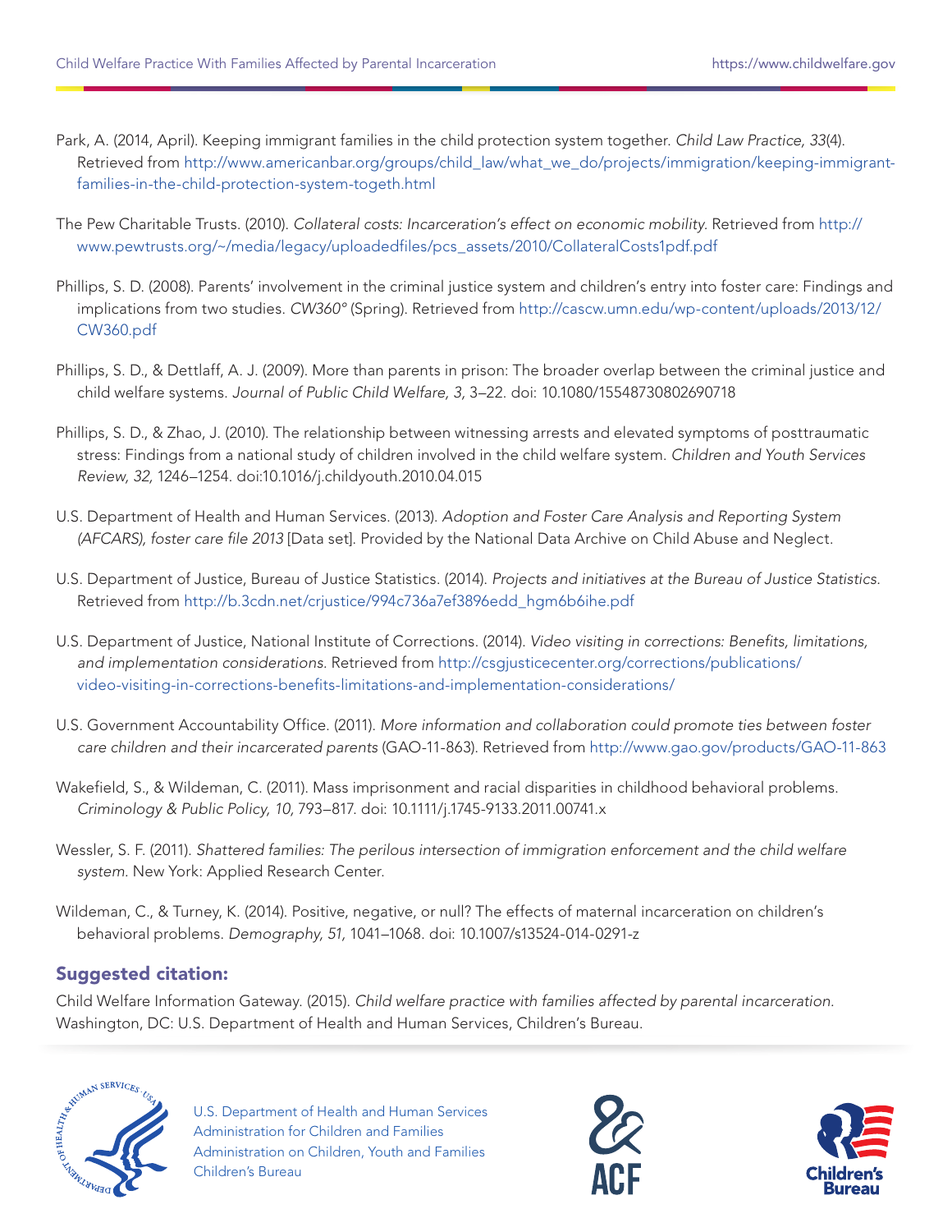Park, A. (2014, April). Keeping immigrant families in the child protection system together. *Child Law Practice, 33*(4). Retrieved from http://www.americanbar.org/groups/child_law/what_we_do/projects/immigration/keeping-immigrant-families-in-the-child-protection-system-togeth.html

The Pew Charitable Trusts. (2010). *Collateral costs: Incarceration's effect on economic mobility.* Retrieved from http://www.pewtrusts.org/~/media/legacy/uploadedfiles/pcs_assets/2010/CollateralCosts1pdf.pdf

Phillips, S. D. (2008). Parents' involvement in the criminal justice system and children's entry into foster care: Findings and implications from two studies. *CW360°* (Spring). Retrieved from http://cascw.umn.edu/wp-content/uploads/2013/12/CW360.pdf

Phillips, S. D., & Dettlaff, A. J. (2009). More than parents in prison: The broader overlap between the criminal justice and child welfare systems. *Journal of Public Child Welfare, 3,* 3–22. doi: 10.1080/15548730802690718

Phillips, S. D., & Zhao, J. (2010). The relationship between witnessing arrests and elevated symptoms of posttraumatic stress: Findings from a national study of children involved in the child welfare system. *Children and Youth Services Review, 32,* 1246–1254. doi:10.1016/j.childyouth.2010.04.015

U.S. Department of Health and Human Services. (2013). *Adoption and Foster Care Analysis and Reporting System (AFCARS), foster care file 2013* [Data set]. Provided by the National Data Archive on Child Abuse and Neglect.

U.S. Department of Justice, Bureau of Justice Statistics. (2014). *Projects and initiatives at the Bureau of Justice Statistics.* Retrieved from http://b.3cdn.net/crjustice/994c736a7ef3896edd_hgm6b6ihe.pdf

U.S. Department of Justice, National Institute of Corrections. (2014). *Video visiting in corrections: Benefits, limitations, and implementation considerations.* Retrieved from http://csgjusticecenter.org/corrections/publications/video-visiting-in-corrections-benefits-limitations-and-implementation-considerations/

U.S. Government Accountability Office. (2011). *More information and collaboration could promote ties between foster care children and their incarcerated parents* (GAO-11-863). Retrieved from http://www.gao.gov/products/GAO-11-863

Wakefield, S., & Wildeman, C. (2011). Mass imprisonment and racial disparities in childhood behavioral problems. *Criminology & Public Policy, 10,* 793–817. doi: 10.1111/j.1745-9133.2011.00741.x

Wessler, S. F. (2011). *Shattered families: The perilous intersection of immigration enforcement and the child welfare system.* New York: Applied Research Center.

Wildeman, C., & Turney, K. (2014). Positive, negative, or null? The effects of maternal incarceration on children's behavioral problems. *Demography, 51,* 1041–1068. doi: 10.1007/s13524-014-0291-z

## Suggested citation:

Child Welfare Information Gateway. (2015). *Child welfare practice with families affected by parental incarceration.* Washington, DC: U.S. Department of Health and Human Services, Children's Bureau.

U.S. Department of Health and Human Services
Administration for Children and Families
Administration on Children, Youth and Families
Children's Bureau